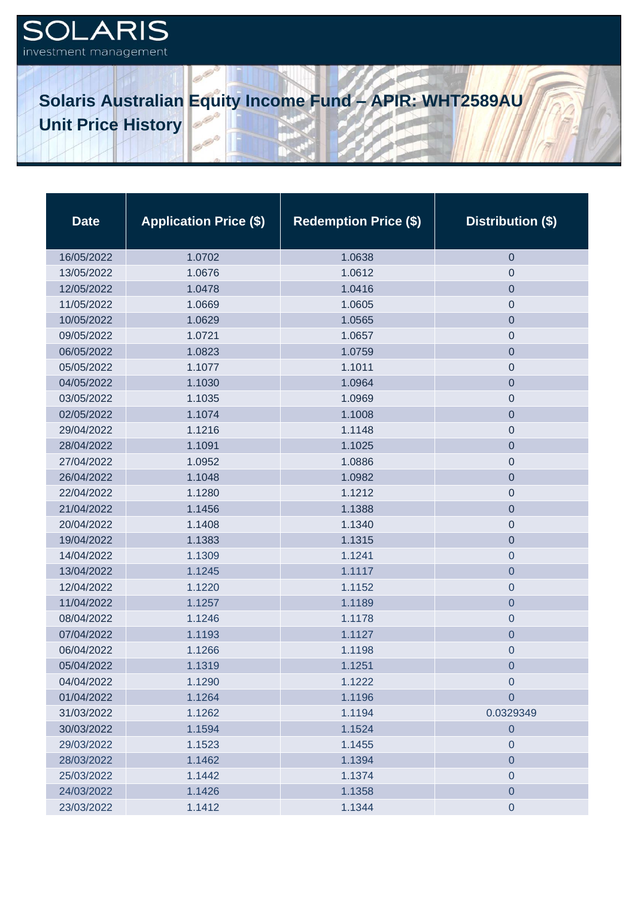SOLARIS
investment management

# Solaris Australian Equity Income Fund – APIR: WHT2589AU
## Unit Price History

| Date | Application Price ($) | Redemption Price ($) | Distribution ($) |
|---|---|---|---|
| 16/05/2022 | 1.0702 | 1.0638 | 0 |
| 13/05/2022 | 1.0676 | 1.0612 | 0 |
| 12/05/2022 | 1.0478 | 1.0416 | 0 |
| 11/05/2022 | 1.0669 | 1.0605 | 0 |
| 10/05/2022 | 1.0629 | 1.0565 | 0 |
| 09/05/2022 | 1.0721 | 1.0657 | 0 |
| 06/05/2022 | 1.0823 | 1.0759 | 0 |
| 05/05/2022 | 1.1077 | 1.1011 | 0 |
| 04/05/2022 | 1.1030 | 1.0964 | 0 |
| 03/05/2022 | 1.1035 | 1.0969 | 0 |
| 02/05/2022 | 1.1074 | 1.1008 | 0 |
| 29/04/2022 | 1.1216 | 1.1148 | 0 |
| 28/04/2022 | 1.1091 | 1.1025 | 0 |
| 27/04/2022 | 1.0952 | 1.0886 | 0 |
| 26/04/2022 | 1.1048 | 1.0982 | 0 |
| 22/04/2022 | 1.1280 | 1.1212 | 0 |
| 21/04/2022 | 1.1456 | 1.1388 | 0 |
| 20/04/2022 | 1.1408 | 1.1340 | 0 |
| 19/04/2022 | 1.1383 | 1.1315 | 0 |
| 14/04/2022 | 1.1309 | 1.1241 | 0 |
| 13/04/2022 | 1.1245 | 1.1117 | 0 |
| 12/04/2022 | 1.1220 | 1.1152 | 0 |
| 11/04/2022 | 1.1257 | 1.1189 | 0 |
| 08/04/2022 | 1.1246 | 1.1178 | 0 |
| 07/04/2022 | 1.1193 | 1.1127 | 0 |
| 06/04/2022 | 1.1266 | 1.1198 | 0 |
| 05/04/2022 | 1.1319 | 1.1251 | 0 |
| 04/04/2022 | 1.1290 | 1.1222 | 0 |
| 01/04/2022 | 1.1264 | 1.1196 | 0 |
| 31/03/2022 | 1.1262 | 1.1194 | 0.0329349 |
| 30/03/2022 | 1.1594 | 1.1524 | 0 |
| 29/03/2022 | 1.1523 | 1.1455 | 0 |
| 28/03/2022 | 1.1462 | 1.1394 | 0 |
| 25/03/2022 | 1.1442 | 1.1374 | 0 |
| 24/03/2022 | 1.1426 | 1.1358 | 0 |
| 23/03/2022 | 1.1412 | 1.1344 | 0 |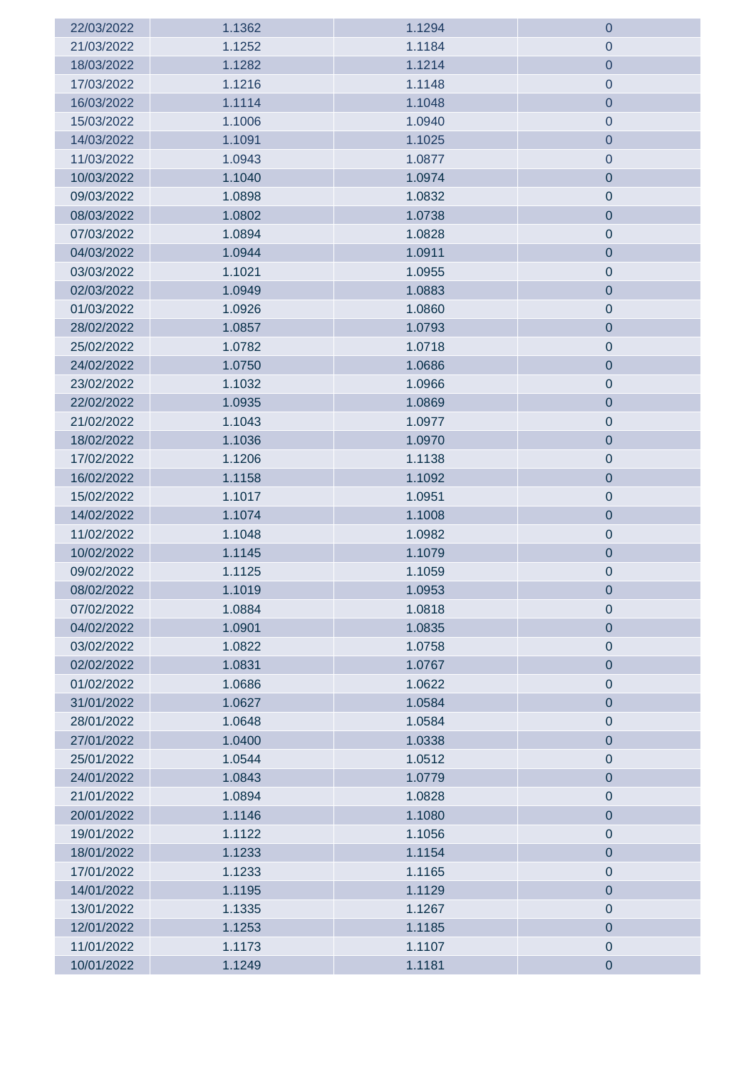| | | | |
|---|---|---|---|
| 22/03/2022 | 1.1362 | 1.1294 | 0 |
| 21/03/2022 | 1.1252 | 1.1184 | 0 |
| 18/03/2022 | 1.1282 | 1.1214 | 0 |
| 17/03/2022 | 1.1216 | 1.1148 | 0 |
| 16/03/2022 | 1.1114 | 1.1048 | 0 |
| 15/03/2022 | 1.1006 | 1.0940 | 0 |
| 14/03/2022 | 1.1091 | 1.1025 | 0 |
| 11/03/2022 | 1.0943 | 1.0877 | 0 |
| 10/03/2022 | 1.1040 | 1.0974 | 0 |
| 09/03/2022 | 1.0898 | 1.0832 | 0 |
| 08/03/2022 | 1.0802 | 1.0738 | 0 |
| 07/03/2022 | 1.0894 | 1.0828 | 0 |
| 04/03/2022 | 1.0944 | 1.0911 | 0 |
| 03/03/2022 | 1.1021 | 1.0955 | 0 |
| 02/03/2022 | 1.0949 | 1.0883 | 0 |
| 01/03/2022 | 1.0926 | 1.0860 | 0 |
| 28/02/2022 | 1.0857 | 1.0793 | 0 |
| 25/02/2022 | 1.0782 | 1.0718 | 0 |
| 24/02/2022 | 1.0750 | 1.0686 | 0 |
| 23/02/2022 | 1.1032 | 1.0966 | 0 |
| 22/02/2022 | 1.0935 | 1.0869 | 0 |
| 21/02/2022 | 1.1043 | 1.0977 | 0 |
| 18/02/2022 | 1.1036 | 1.0970 | 0 |
| 17/02/2022 | 1.1206 | 1.1138 | 0 |
| 16/02/2022 | 1.1158 | 1.1092 | 0 |
| 15/02/2022 | 1.1017 | 1.0951 | 0 |
| 14/02/2022 | 1.1074 | 1.1008 | 0 |
| 11/02/2022 | 1.1048 | 1.0982 | 0 |
| 10/02/2022 | 1.1145 | 1.1079 | 0 |
| 09/02/2022 | 1.1125 | 1.1059 | 0 |
| 08/02/2022 | 1.1019 | 1.0953 | 0 |
| 07/02/2022 | 1.0884 | 1.0818 | 0 |
| 04/02/2022 | 1.0901 | 1.0835 | 0 |
| 03/02/2022 | 1.0822 | 1.0758 | 0 |
| 02/02/2022 | 1.0831 | 1.0767 | 0 |
| 01/02/2022 | 1.0686 | 1.0622 | 0 |
| 31/01/2022 | 1.0627 | 1.0584 | 0 |
| 28/01/2022 | 1.0648 | 1.0584 | 0 |
| 27/01/2022 | 1.0400 | 1.0338 | 0 |
| 25/01/2022 | 1.0544 | 1.0512 | 0 |
| 24/01/2022 | 1.0843 | 1.0779 | 0 |
| 21/01/2022 | 1.0894 | 1.0828 | 0 |
| 20/01/2022 | 1.1146 | 1.1080 | 0 |
| 19/01/2022 | 1.1122 | 1.1056 | 0 |
| 18/01/2022 | 1.1233 | 1.1154 | 0 |
| 17/01/2022 | 1.1233 | 1.1165 | 0 |
| 14/01/2022 | 1.1195 | 1.1129 | 0 |
| 13/01/2022 | 1.1335 | 1.1267 | 0 |
| 12/01/2022 | 1.1253 | 1.1185 | 0 |
| 11/01/2022 | 1.1173 | 1.1107 | 0 |
| 10/01/2022 | 1.1249 | 1.1181 | 0 |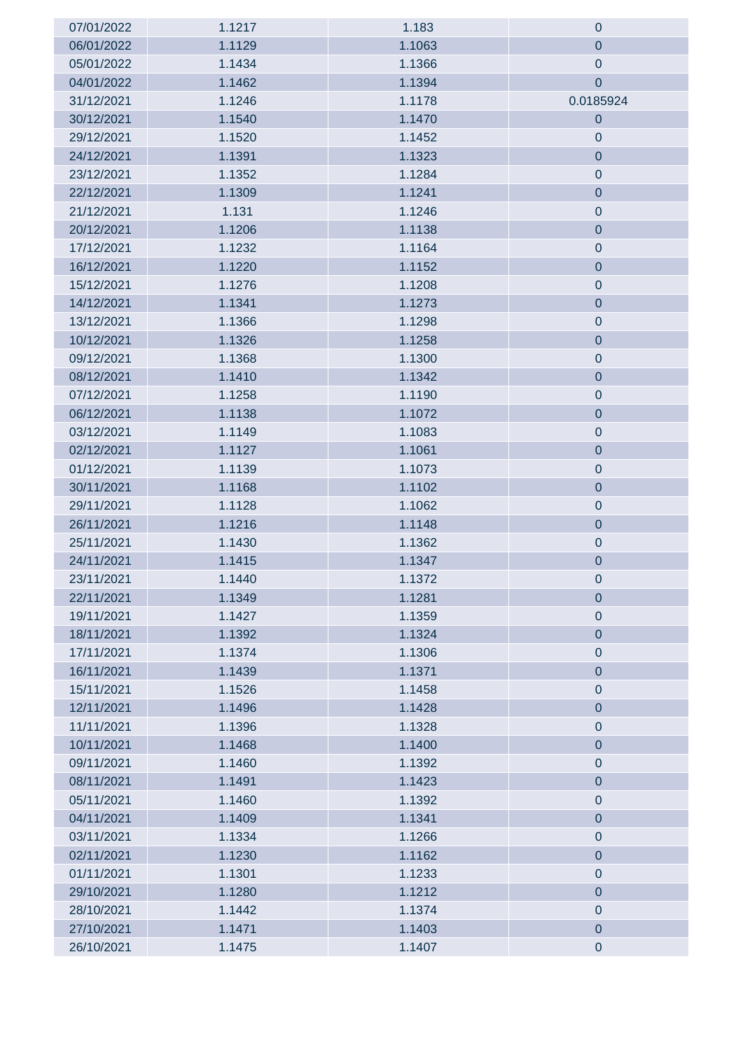| | | | |
|---|---|---|---|
| 07/01/2022 | 1.1217 | 1.183 | 0 |
| 06/01/2022 | 1.1129 | 1.1063 | 0 |
| 05/01/2022 | 1.1434 | 1.1366 | 0 |
| 04/01/2022 | 1.1462 | 1.1394 | 0 |
| 31/12/2021 | 1.1246 | 1.1178 | 0.0185924 |
| 30/12/2021 | 1.1540 | 1.1470 | 0 |
| 29/12/2021 | 1.1520 | 1.1452 | 0 |
| 24/12/2021 | 1.1391 | 1.1323 | 0 |
| 23/12/2021 | 1.1352 | 1.1284 | 0 |
| 22/12/2021 | 1.1309 | 1.1241 | 0 |
| 21/12/2021 | 1.131 | 1.1246 | 0 |
| 20/12/2021 | 1.1206 | 1.1138 | 0 |
| 17/12/2021 | 1.1232 | 1.1164 | 0 |
| 16/12/2021 | 1.1220 | 1.1152 | 0 |
| 15/12/2021 | 1.1276 | 1.1208 | 0 |
| 14/12/2021 | 1.1341 | 1.1273 | 0 |
| 13/12/2021 | 1.1366 | 1.1298 | 0 |
| 10/12/2021 | 1.1326 | 1.1258 | 0 |
| 09/12/2021 | 1.1368 | 1.1300 | 0 |
| 08/12/2021 | 1.1410 | 1.1342 | 0 |
| 07/12/2021 | 1.1258 | 1.1190 | 0 |
| 06/12/2021 | 1.1138 | 1.1072 | 0 |
| 03/12/2021 | 1.1149 | 1.1083 | 0 |
| 02/12/2021 | 1.1127 | 1.1061 | 0 |
| 01/12/2021 | 1.1139 | 1.1073 | 0 |
| 30/11/2021 | 1.1168 | 1.1102 | 0 |
| 29/11/2021 | 1.1128 | 1.1062 | 0 |
| 26/11/2021 | 1.1216 | 1.1148 | 0 |
| 25/11/2021 | 1.1430 | 1.1362 | 0 |
| 24/11/2021 | 1.1415 | 1.1347 | 0 |
| 23/11/2021 | 1.1440 | 1.1372 | 0 |
| 22/11/2021 | 1.1349 | 1.1281 | 0 |
| 19/11/2021 | 1.1427 | 1.1359 | 0 |
| 18/11/2021 | 1.1392 | 1.1324 | 0 |
| 17/11/2021 | 1.1374 | 1.1306 | 0 |
| 16/11/2021 | 1.1439 | 1.1371 | 0 |
| 15/11/2021 | 1.1526 | 1.1458 | 0 |
| 12/11/2021 | 1.1496 | 1.1428 | 0 |
| 11/11/2021 | 1.1396 | 1.1328 | 0 |
| 10/11/2021 | 1.1468 | 1.1400 | 0 |
| 09/11/2021 | 1.1460 | 1.1392 | 0 |
| 08/11/2021 | 1.1491 | 1.1423 | 0 |
| 05/11/2021 | 1.1460 | 1.1392 | 0 |
| 04/11/2021 | 1.1409 | 1.1341 | 0 |
| 03/11/2021 | 1.1334 | 1.1266 | 0 |
| 02/11/2021 | 1.1230 | 1.1162 | 0 |
| 01/11/2021 | 1.1301 | 1.1233 | 0 |
| 29/10/2021 | 1.1280 | 1.1212 | 0 |
| 28/10/2021 | 1.1442 | 1.1374 | 0 |
| 27/10/2021 | 1.1471 | 1.1403 | 0 |
| 26/10/2021 | 1.1475 | 1.1407 | 0 |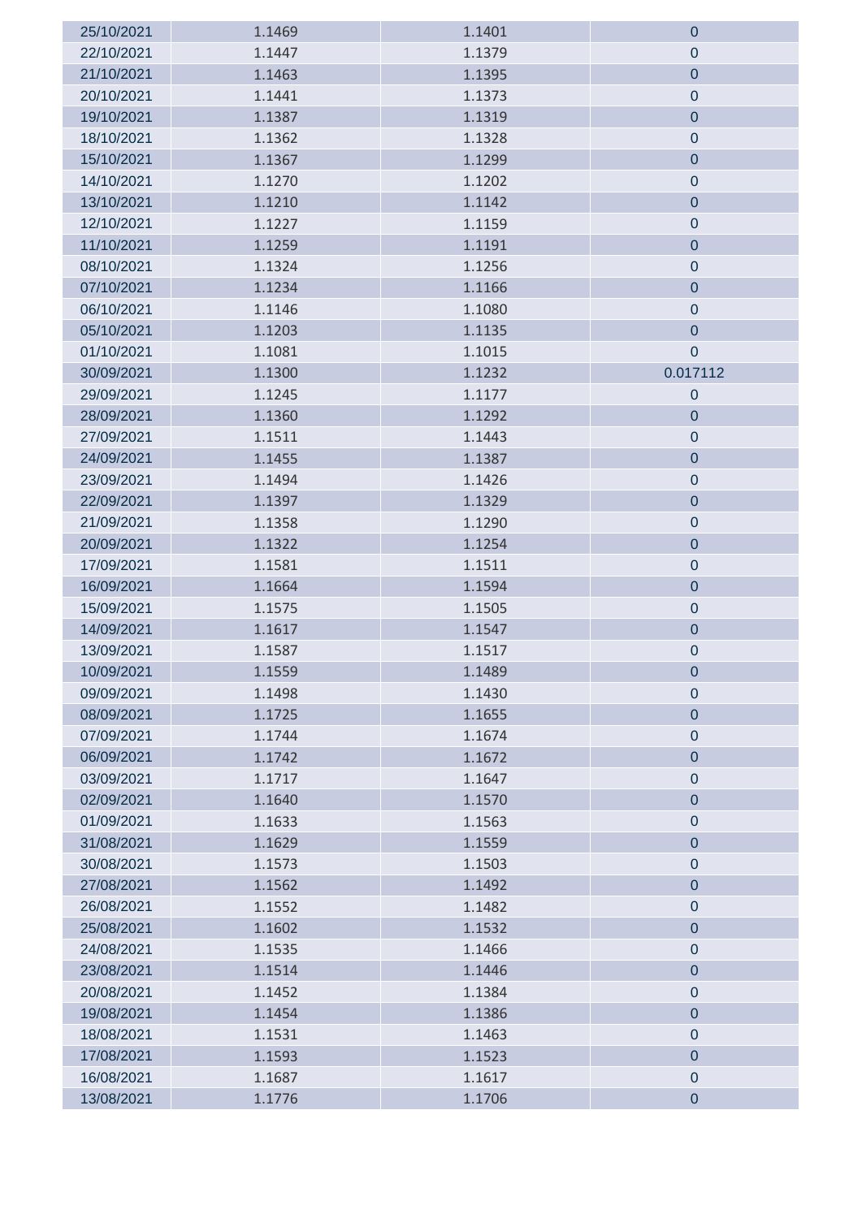| | | | |
|---|---|---|---|
| 25/10/2021 | 1.1469 | 1.1401 | 0 |
| 22/10/2021 | 1.1447 | 1.1379 | 0 |
| 21/10/2021 | 1.1463 | 1.1395 | 0 |
| 20/10/2021 | 1.1441 | 1.1373 | 0 |
| 19/10/2021 | 1.1387 | 1.1319 | 0 |
| 18/10/2021 | 1.1362 | 1.1328 | 0 |
| 15/10/2021 | 1.1367 | 1.1299 | 0 |
| 14/10/2021 | 1.1270 | 1.1202 | 0 |
| 13/10/2021 | 1.1210 | 1.1142 | 0 |
| 12/10/2021 | 1.1227 | 1.1159 | 0 |
| 11/10/2021 | 1.1259 | 1.1191 | 0 |
| 08/10/2021 | 1.1324 | 1.1256 | 0 |
| 07/10/2021 | 1.1234 | 1.1166 | 0 |
| 06/10/2021 | 1.1146 | 1.1080 | 0 |
| 05/10/2021 | 1.1203 | 1.1135 | 0 |
| 01/10/2021 | 1.1081 | 1.1015 | 0 |
| 30/09/2021 | 1.1300 | 1.1232 | 0.017112 |
| 29/09/2021 | 1.1245 | 1.1177 | 0 |
| 28/09/2021 | 1.1360 | 1.1292 | 0 |
| 27/09/2021 | 1.1511 | 1.1443 | 0 |
| 24/09/2021 | 1.1455 | 1.1387 | 0 |
| 23/09/2021 | 1.1494 | 1.1426 | 0 |
| 22/09/2021 | 1.1397 | 1.1329 | 0 |
| 21/09/2021 | 1.1358 | 1.1290 | 0 |
| 20/09/2021 | 1.1322 | 1.1254 | 0 |
| 17/09/2021 | 1.1581 | 1.1511 | 0 |
| 16/09/2021 | 1.1664 | 1.1594 | 0 |
| 15/09/2021 | 1.1575 | 1.1505 | 0 |
| 14/09/2021 | 1.1617 | 1.1547 | 0 |
| 13/09/2021 | 1.1587 | 1.1517 | 0 |
| 10/09/2021 | 1.1559 | 1.1489 | 0 |
| 09/09/2021 | 1.1498 | 1.1430 | 0 |
| 08/09/2021 | 1.1725 | 1.1655 | 0 |
| 07/09/2021 | 1.1744 | 1.1674 | 0 |
| 06/09/2021 | 1.1742 | 1.1672 | 0 |
| 03/09/2021 | 1.1717 | 1.1647 | 0 |
| 02/09/2021 | 1.1640 | 1.1570 | 0 |
| 01/09/2021 | 1.1633 | 1.1563 | 0 |
| 31/08/2021 | 1.1629 | 1.1559 | 0 |
| 30/08/2021 | 1.1573 | 1.1503 | 0 |
| 27/08/2021 | 1.1562 | 1.1492 | 0 |
| 26/08/2021 | 1.1552 | 1.1482 | 0 |
| 25/08/2021 | 1.1602 | 1.1532 | 0 |
| 24/08/2021 | 1.1535 | 1.1466 | 0 |
| 23/08/2021 | 1.1514 | 1.1446 | 0 |
| 20/08/2021 | 1.1452 | 1.1384 | 0 |
| 19/08/2021 | 1.1454 | 1.1386 | 0 |
| 18/08/2021 | 1.1531 | 1.1463 | 0 |
| 17/08/2021 | 1.1593 | 1.1523 | 0 |
| 16/08/2021 | 1.1687 | 1.1617 | 0 |
| 13/08/2021 | 1.1776 | 1.1706 | 0 |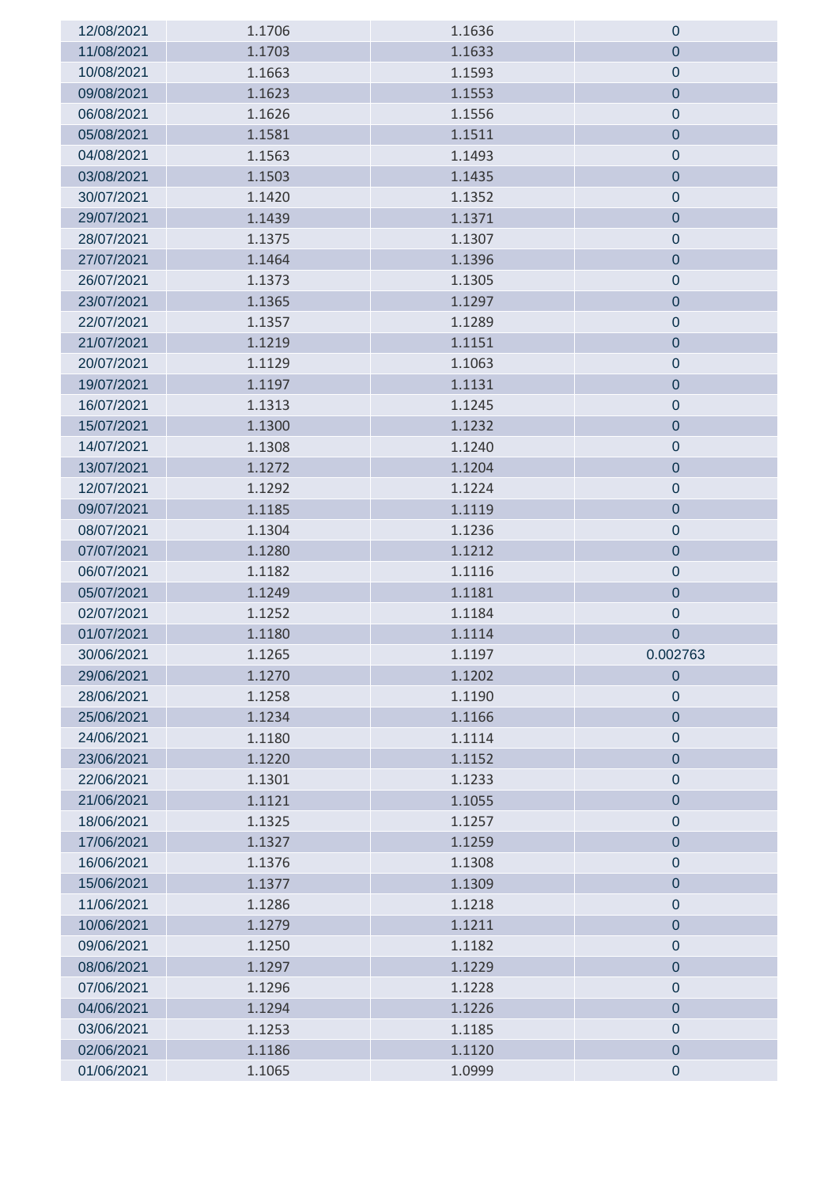| | | | |
|---|---|---|---|
| 12/08/2021 | 1.1706 | 1.1636 | 0 |
| 11/08/2021 | 1.1703 | 1.1633 | 0 |
| 10/08/2021 | 1.1663 | 1.1593 | 0 |
| 09/08/2021 | 1.1623 | 1.1553 | 0 |
| 06/08/2021 | 1.1626 | 1.1556 | 0 |
| 05/08/2021 | 1.1581 | 1.1511 | 0 |
| 04/08/2021 | 1.1563 | 1.1493 | 0 |
| 03/08/2021 | 1.1503 | 1.1435 | 0 |
| 30/07/2021 | 1.1420 | 1.1352 | 0 |
| 29/07/2021 | 1.1439 | 1.1371 | 0 |
| 28/07/2021 | 1.1375 | 1.1307 | 0 |
| 27/07/2021 | 1.1464 | 1.1396 | 0 |
| 26/07/2021 | 1.1373 | 1.1305 | 0 |
| 23/07/2021 | 1.1365 | 1.1297 | 0 |
| 22/07/2021 | 1.1357 | 1.1289 | 0 |
| 21/07/2021 | 1.1219 | 1.1151 | 0 |
| 20/07/2021 | 1.1129 | 1.1063 | 0 |
| 19/07/2021 | 1.1197 | 1.1131 | 0 |
| 16/07/2021 | 1.1313 | 1.1245 | 0 |
| 15/07/2021 | 1.1300 | 1.1232 | 0 |
| 14/07/2021 | 1.1308 | 1.1240 | 0 |
| 13/07/2021 | 1.1272 | 1.1204 | 0 |
| 12/07/2021 | 1.1292 | 1.1224 | 0 |
| 09/07/2021 | 1.1185 | 1.1119 | 0 |
| 08/07/2021 | 1.1304 | 1.1236 | 0 |
| 07/07/2021 | 1.1280 | 1.1212 | 0 |
| 06/07/2021 | 1.1182 | 1.1116 | 0 |
| 05/07/2021 | 1.1249 | 1.1181 | 0 |
| 02/07/2021 | 1.1252 | 1.1184 | 0 |
| 01/07/2021 | 1.1180 | 1.1114 | 0 |
| 30/06/2021 | 1.1265 | 1.1197 | 0.002763 |
| 29/06/2021 | 1.1270 | 1.1202 | 0 |
| 28/06/2021 | 1.1258 | 1.1190 | 0 |
| 25/06/2021 | 1.1234 | 1.1166 | 0 |
| 24/06/2021 | 1.1180 | 1.1114 | 0 |
| 23/06/2021 | 1.1220 | 1.1152 | 0 |
| 22/06/2021 | 1.1301 | 1.1233 | 0 |
| 21/06/2021 | 1.1121 | 1.1055 | 0 |
| 18/06/2021 | 1.1325 | 1.1257 | 0 |
| 17/06/2021 | 1.1327 | 1.1259 | 0 |
| 16/06/2021 | 1.1376 | 1.1308 | 0 |
| 15/06/2021 | 1.1377 | 1.1309 | 0 |
| 11/06/2021 | 1.1286 | 1.1218 | 0 |
| 10/06/2021 | 1.1279 | 1.1211 | 0 |
| 09/06/2021 | 1.1250 | 1.1182 | 0 |
| 08/06/2021 | 1.1297 | 1.1229 | 0 |
| 07/06/2021 | 1.1296 | 1.1228 | 0 |
| 04/06/2021 | 1.1294 | 1.1226 | 0 |
| 03/06/2021 | 1.1253 | 1.1185 | 0 |
| 02/06/2021 | 1.1186 | 1.1120 | 0 |
| 01/06/2021 | 1.1065 | 1.0999 | 0 |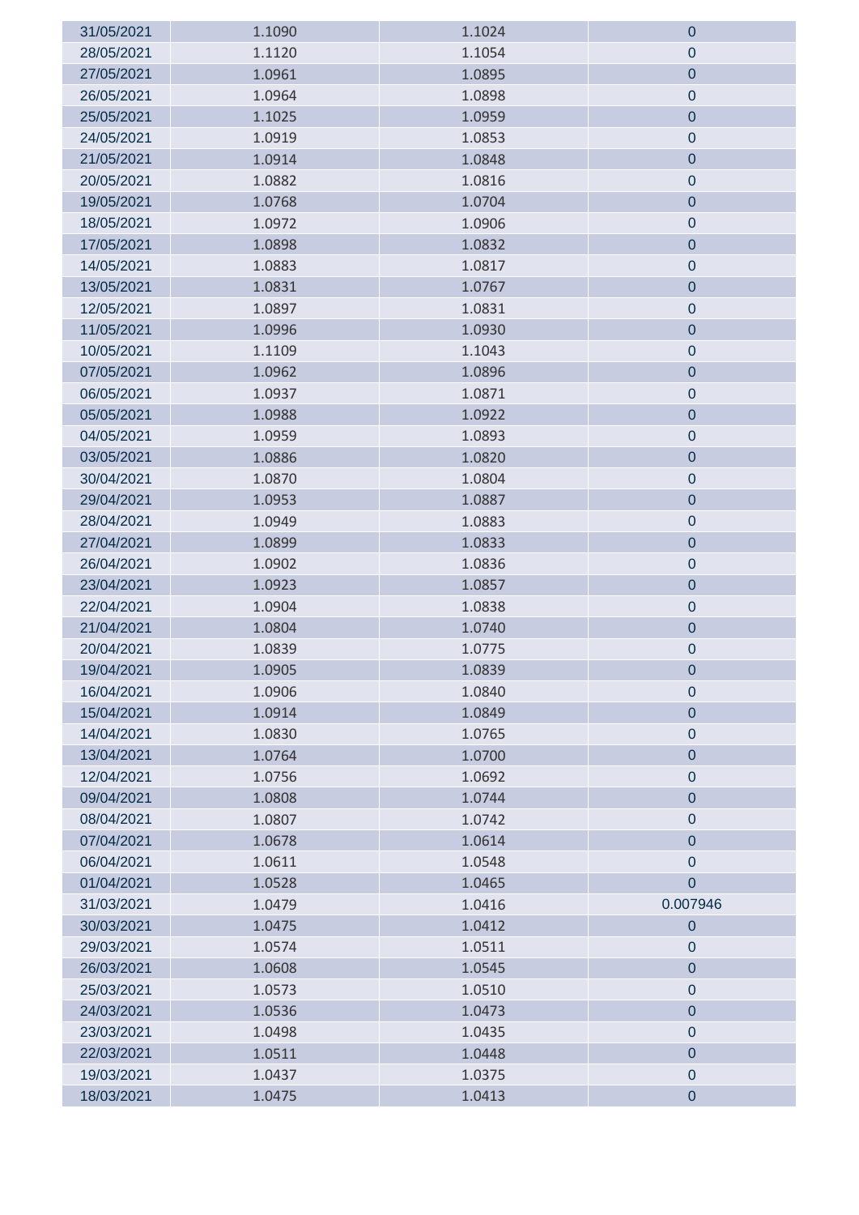| | | | |
|---|---|---|---|
| 31/05/2021 | 1.1090 | 1.1024 | 0 |
| 28/05/2021 | 1.1120 | 1.1054 | 0 |
| 27/05/2021 | 1.0961 | 1.0895 | 0 |
| 26/05/2021 | 1.0964 | 1.0898 | 0 |
| 25/05/2021 | 1.1025 | 1.0959 | 0 |
| 24/05/2021 | 1.0919 | 1.0853 | 0 |
| 21/05/2021 | 1.0914 | 1.0848 | 0 |
| 20/05/2021 | 1.0882 | 1.0816 | 0 |
| 19/05/2021 | 1.0768 | 1.0704 | 0 |
| 18/05/2021 | 1.0972 | 1.0906 | 0 |
| 17/05/2021 | 1.0898 | 1.0832 | 0 |
| 14/05/2021 | 1.0883 | 1.0817 | 0 |
| 13/05/2021 | 1.0831 | 1.0767 | 0 |
| 12/05/2021 | 1.0897 | 1.0831 | 0 |
| 11/05/2021 | 1.0996 | 1.0930 | 0 |
| 10/05/2021 | 1.1109 | 1.1043 | 0 |
| 07/05/2021 | 1.0962 | 1.0896 | 0 |
| 06/05/2021 | 1.0937 | 1.0871 | 0 |
| 05/05/2021 | 1.0988 | 1.0922 | 0 |
| 04/05/2021 | 1.0959 | 1.0893 | 0 |
| 03/05/2021 | 1.0886 | 1.0820 | 0 |
| 30/04/2021 | 1.0870 | 1.0804 | 0 |
| 29/04/2021 | 1.0953 | 1.0887 | 0 |
| 28/04/2021 | 1.0949 | 1.0883 | 0 |
| 27/04/2021 | 1.0899 | 1.0833 | 0 |
| 26/04/2021 | 1.0902 | 1.0836 | 0 |
| 23/04/2021 | 1.0923 | 1.0857 | 0 |
| 22/04/2021 | 1.0904 | 1.0838 | 0 |
| 21/04/2021 | 1.0804 | 1.0740 | 0 |
| 20/04/2021 | 1.0839 | 1.0775 | 0 |
| 19/04/2021 | 1.0905 | 1.0839 | 0 |
| 16/04/2021 | 1.0906 | 1.0840 | 0 |
| 15/04/2021 | 1.0914 | 1.0849 | 0 |
| 14/04/2021 | 1.0830 | 1.0765 | 0 |
| 13/04/2021 | 1.0764 | 1.0700 | 0 |
| 12/04/2021 | 1.0756 | 1.0692 | 0 |
| 09/04/2021 | 1.0808 | 1.0744 | 0 |
| 08/04/2021 | 1.0807 | 1.0742 | 0 |
| 07/04/2021 | 1.0678 | 1.0614 | 0 |
| 06/04/2021 | 1.0611 | 1.0548 | 0 |
| 01/04/2021 | 1.0528 | 1.0465 | 0 |
| 31/03/2021 | 1.0479 | 1.0416 | 0.007946 |
| 30/03/2021 | 1.0475 | 1.0412 | 0 |
| 29/03/2021 | 1.0574 | 1.0511 | 0 |
| 26/03/2021 | 1.0608 | 1.0545 | 0 |
| 25/03/2021 | 1.0573 | 1.0510 | 0 |
| 24/03/2021 | 1.0536 | 1.0473 | 0 |
| 23/03/2021 | 1.0498 | 1.0435 | 0 |
| 22/03/2021 | 1.0511 | 1.0448 | 0 |
| 19/03/2021 | 1.0437 | 1.0375 | 0 |
| 18/03/2021 | 1.0475 | 1.0413 | 0 |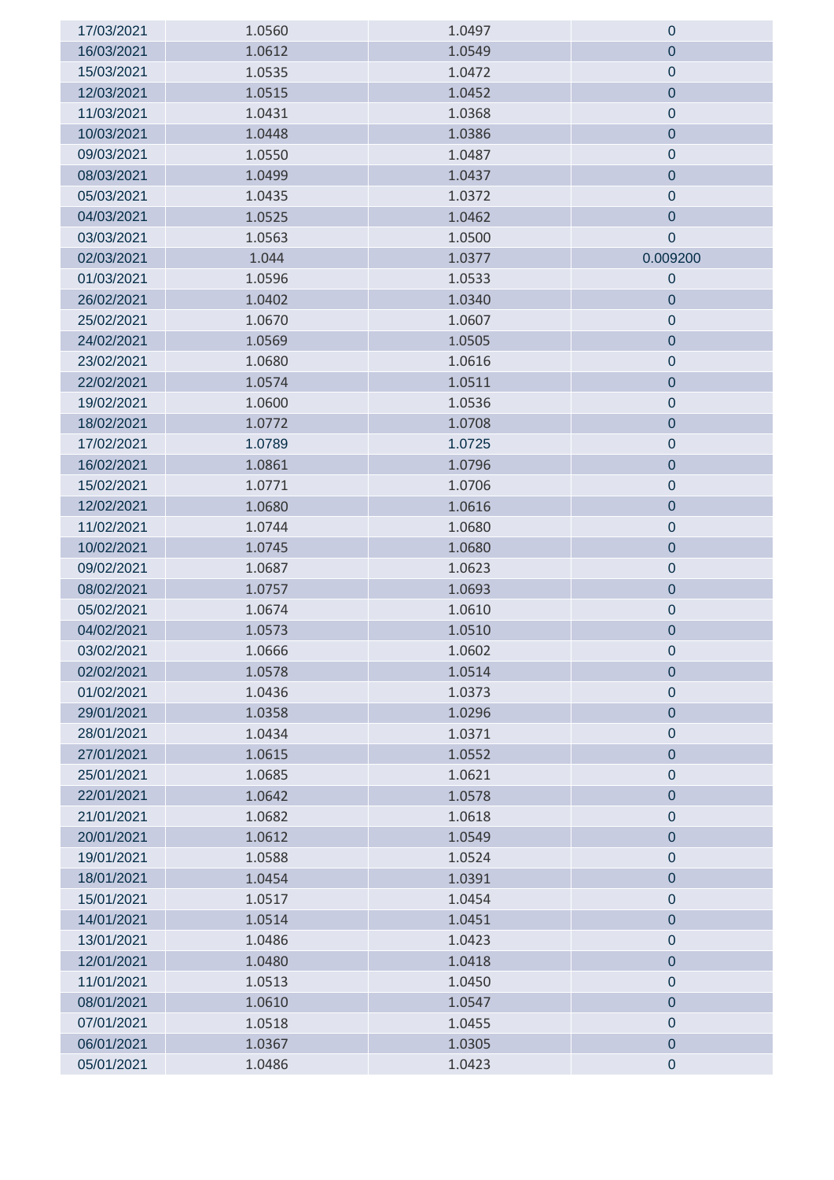| | | | |
|---|---|---|---|
| 17/03/2021 | 1.0560 | 1.0497 | 0 |
| 16/03/2021 | 1.0612 | 1.0549 | 0 |
| 15/03/2021 | 1.0535 | 1.0472 | 0 |
| 12/03/2021 | 1.0515 | 1.0452 | 0 |
| 11/03/2021 | 1.0431 | 1.0368 | 0 |
| 10/03/2021 | 1.0448 | 1.0386 | 0 |
| 09/03/2021 | 1.0550 | 1.0487 | 0 |
| 08/03/2021 | 1.0499 | 1.0437 | 0 |
| 05/03/2021 | 1.0435 | 1.0372 | 0 |
| 04/03/2021 | 1.0525 | 1.0462 | 0 |
| 03/03/2021 | 1.0563 | 1.0500 | 0 |
| 02/03/2021 | 1.044 | 1.0377 | 0.009200 |
| 01/03/2021 | 1.0596 | 1.0533 | 0 |
| 26/02/2021 | 1.0402 | 1.0340 | 0 |
| 25/02/2021 | 1.0670 | 1.0607 | 0 |
| 24/02/2021 | 1.0569 | 1.0505 | 0 |
| 23/02/2021 | 1.0680 | 1.0616 | 0 |
| 22/02/2021 | 1.0574 | 1.0511 | 0 |
| 19/02/2021 | 1.0600 | 1.0536 | 0 |
| 18/02/2021 | 1.0772 | 1.0708 | 0 |
| 17/02/2021 | 1.0789 | 1.0725 | 0 |
| 16/02/2021 | 1.0861 | 1.0796 | 0 |
| 15/02/2021 | 1.0771 | 1.0706 | 0 |
| 12/02/2021 | 1.0680 | 1.0616 | 0 |
| 11/02/2021 | 1.0744 | 1.0680 | 0 |
| 10/02/2021 | 1.0745 | 1.0680 | 0 |
| 09/02/2021 | 1.0687 | 1.0623 | 0 |
| 08/02/2021 | 1.0757 | 1.0693 | 0 |
| 05/02/2021 | 1.0674 | 1.0610 | 0 |
| 04/02/2021 | 1.0573 | 1.0510 | 0 |
| 03/02/2021 | 1.0666 | 1.0602 | 0 |
| 02/02/2021 | 1.0578 | 1.0514 | 0 |
| 01/02/2021 | 1.0436 | 1.0373 | 0 |
| 29/01/2021 | 1.0358 | 1.0296 | 0 |
| 28/01/2021 | 1.0434 | 1.0371 | 0 |
| 27/01/2021 | 1.0615 | 1.0552 | 0 |
| 25/01/2021 | 1.0685 | 1.0621 | 0 |
| 22/01/2021 | 1.0642 | 1.0578 | 0 |
| 21/01/2021 | 1.0682 | 1.0618 | 0 |
| 20/01/2021 | 1.0612 | 1.0549 | 0 |
| 19/01/2021 | 1.0588 | 1.0524 | 0 |
| 18/01/2021 | 1.0454 | 1.0391 | 0 |
| 15/01/2021 | 1.0517 | 1.0454 | 0 |
| 14/01/2021 | 1.0514 | 1.0451 | 0 |
| 13/01/2021 | 1.0486 | 1.0423 | 0 |
| 12/01/2021 | 1.0480 | 1.0418 | 0 |
| 11/01/2021 | 1.0513 | 1.0450 | 0 |
| 08/01/2021 | 1.0610 | 1.0547 | 0 |
| 07/01/2021 | 1.0518 | 1.0455 | 0 |
| 06/01/2021 | 1.0367 | 1.0305 | 0 |
| 05/01/2021 | 1.0486 | 1.0423 | 0 |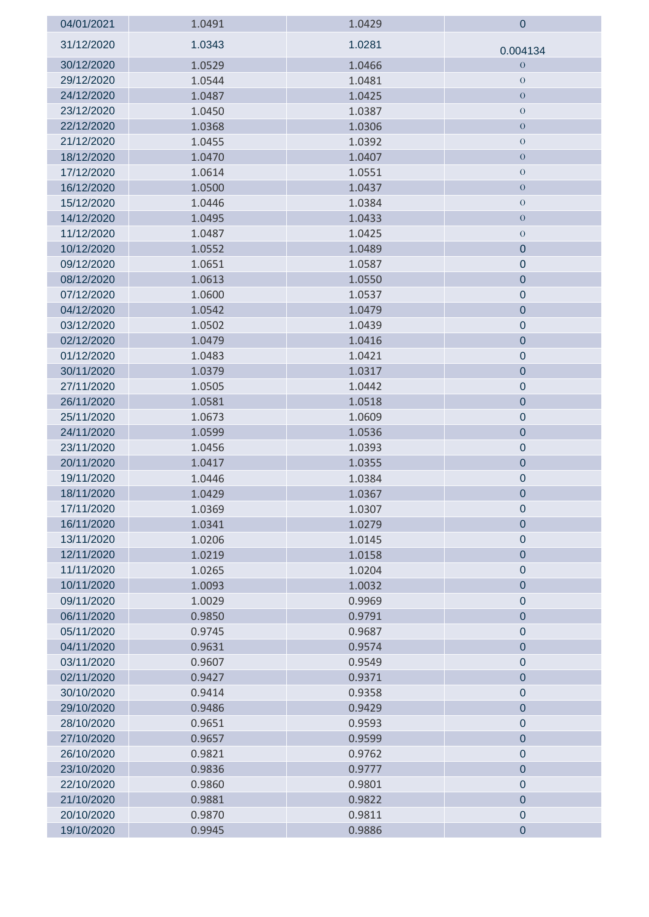| | | | |
|---|---|---|---|
| 04/01/2021 | 1.0491 | 1.0429 | 0 |
| 31/12/2020 | 1.0343 | 1.0281 | 0.004134 |
| 30/12/2020 | 1.0529 | 1.0466 | 0 |
| 29/12/2020 | 1.0544 | 1.0481 | 0 |
| 24/12/2020 | 1.0487 | 1.0425 | 0 |
| 23/12/2020 | 1.0450 | 1.0387 | 0 |
| 22/12/2020 | 1.0368 | 1.0306 | 0 |
| 21/12/2020 | 1.0455 | 1.0392 | 0 |
| 18/12/2020 | 1.0470 | 1.0407 | 0 |
| 17/12/2020 | 1.0614 | 1.0551 | 0 |
| 16/12/2020 | 1.0500 | 1.0437 | 0 |
| 15/12/2020 | 1.0446 | 1.0384 | 0 |
| 14/12/2020 | 1.0495 | 1.0433 | 0 |
| 11/12/2020 | 1.0487 | 1.0425 | 0 |
| 10/12/2020 | 1.0552 | 1.0489 | 0 |
| 09/12/2020 | 1.0651 | 1.0587 | 0 |
| 08/12/2020 | 1.0613 | 1.0550 | 0 |
| 07/12/2020 | 1.0600 | 1.0537 | 0 |
| 04/12/2020 | 1.0542 | 1.0479 | 0 |
| 03/12/2020 | 1.0502 | 1.0439 | 0 |
| 02/12/2020 | 1.0479 | 1.0416 | 0 |
| 01/12/2020 | 1.0483 | 1.0421 | 0 |
| 30/11/2020 | 1.0379 | 1.0317 | 0 |
| 27/11/2020 | 1.0505 | 1.0442 | 0 |
| 26/11/2020 | 1.0581 | 1.0518 | 0 |
| 25/11/2020 | 1.0673 | 1.0609 | 0 |
| 24/11/2020 | 1.0599 | 1.0536 | 0 |
| 23/11/2020 | 1.0456 | 1.0393 | 0 |
| 20/11/2020 | 1.0417 | 1.0355 | 0 |
| 19/11/2020 | 1.0446 | 1.0384 | 0 |
| 18/11/2020 | 1.0429 | 1.0367 | 0 |
| 17/11/2020 | 1.0369 | 1.0307 | 0 |
| 16/11/2020 | 1.0341 | 1.0279 | 0 |
| 13/11/2020 | 1.0206 | 1.0145 | 0 |
| 12/11/2020 | 1.0219 | 1.0158 | 0 |
| 11/11/2020 | 1.0265 | 1.0204 | 0 |
| 10/11/2020 | 1.0093 | 1.0032 | 0 |
| 09/11/2020 | 1.0029 | 0.9969 | 0 |
| 06/11/2020 | 0.9850 | 0.9791 | 0 |
| 05/11/2020 | 0.9745 | 0.9687 | 0 |
| 04/11/2020 | 0.9631 | 0.9574 | 0 |
| 03/11/2020 | 0.9607 | 0.9549 | 0 |
| 02/11/2020 | 0.9427 | 0.9371 | 0 |
| 30/10/2020 | 0.9414 | 0.9358 | 0 |
| 29/10/2020 | 0.9486 | 0.9429 | 0 |
| 28/10/2020 | 0.9651 | 0.9593 | 0 |
| 27/10/2020 | 0.9657 | 0.9599 | 0 |
| 26/10/2020 | 0.9821 | 0.9762 | 0 |
| 23/10/2020 | 0.9836 | 0.9777 | 0 |
| 22/10/2020 | 0.9860 | 0.9801 | 0 |
| 21/10/2020 | 0.9881 | 0.9822 | 0 |
| 20/10/2020 | 0.9870 | 0.9811 | 0 |
| 19/10/2020 | 0.9945 | 0.9886 | 0 |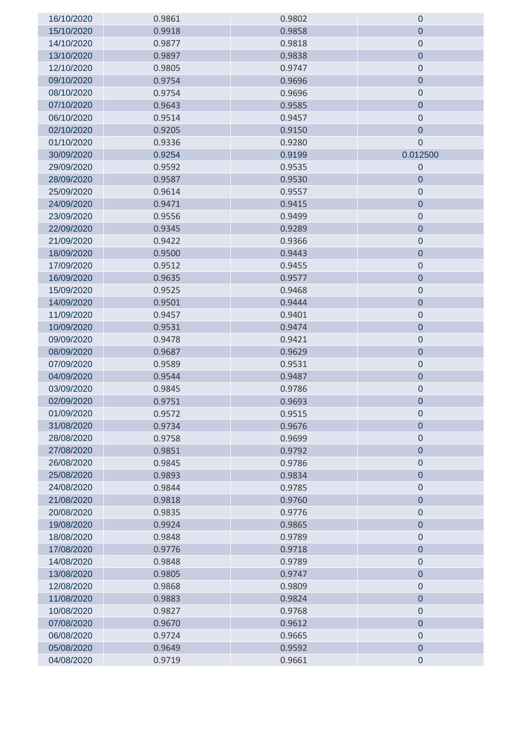| | | | |
|---|---|---|---|
| 16/10/2020 | 0.9861 | 0.9802 | 0 |
| 15/10/2020 | 0.9918 | 0.9858 | 0 |
| 14/10/2020 | 0.9877 | 0.9818 | 0 |
| 13/10/2020 | 0.9897 | 0.9838 | 0 |
| 12/10/2020 | 0.9805 | 0.9747 | 0 |
| 09/10/2020 | 0.9754 | 0.9696 | 0 |
| 08/10/2020 | 0.9754 | 0.9696 | 0 |
| 07/10/2020 | 0.9643 | 0.9585 | 0 |
| 06/10/2020 | 0.9514 | 0.9457 | 0 |
| 02/10/2020 | 0.9205 | 0.9150 | 0 |
| 01/10/2020 | 0.9336 | 0.9280 | 0 |
| 30/09/2020 | 0.9254 | 0.9199 | 0.012500 |
| 29/09/2020 | 0.9592 | 0.9535 | 0 |
| 28/09/2020 | 0.9587 | 0.9530 | 0 |
| 25/09/2020 | 0.9614 | 0.9557 | 0 |
| 24/09/2020 | 0.9471 | 0.9415 | 0 |
| 23/09/2020 | 0.9556 | 0.9499 | 0 |
| 22/09/2020 | 0.9345 | 0.9289 | 0 |
| 21/09/2020 | 0.9422 | 0.9366 | 0 |
| 18/09/2020 | 0.9500 | 0.9443 | 0 |
| 17/09/2020 | 0.9512 | 0.9455 | 0 |
| 16/09/2020 | 0.9635 | 0.9577 | 0 |
| 15/09/2020 | 0.9525 | 0.9468 | 0 |
| 14/09/2020 | 0.9501 | 0.9444 | 0 |
| 11/09/2020 | 0.9457 | 0.9401 | 0 |
| 10/09/2020 | 0.9531 | 0.9474 | 0 |
| 09/09/2020 | 0.9478 | 0.9421 | 0 |
| 08/09/2020 | 0.9687 | 0.9629 | 0 |
| 07/09/2020 | 0.9589 | 0.9531 | 0 |
| 04/09/2020 | 0.9544 | 0.9487 | 0 |
| 03/09/2020 | 0.9845 | 0.9786 | 0 |
| 02/09/2020 | 0.9751 | 0.9693 | 0 |
| 01/09/2020 | 0.9572 | 0.9515 | 0 |
| 31/08/2020 | 0.9734 | 0.9676 | 0 |
| 28/08/2020 | 0.9758 | 0.9699 | 0 |
| 27/08/2020 | 0.9851 | 0.9792 | 0 |
| 26/08/2020 | 0.9845 | 0.9786 | 0 |
| 25/08/2020 | 0.9893 | 0.9834 | 0 |
| 24/08/2020 | 0.9844 | 0.9785 | 0 |
| 21/08/2020 | 0.9818 | 0.9760 | 0 |
| 20/08/2020 | 0.9835 | 0.9776 | 0 |
| 19/08/2020 | 0.9924 | 0.9865 | 0 |
| 18/08/2020 | 0.9848 | 0.9789 | 0 |
| 17/08/2020 | 0.9776 | 0.9718 | 0 |
| 14/08/2020 | 0.9848 | 0.9789 | 0 |
| 13/08/2020 | 0.9805 | 0.9747 | 0 |
| 12/08/2020 | 0.9868 | 0.9809 | 0 |
| 11/08/2020 | 0.9883 | 0.9824 | 0 |
| 10/08/2020 | 0.9827 | 0.9768 | 0 |
| 07/08/2020 | 0.9670 | 0.9612 | 0 |
| 06/08/2020 | 0.9724 | 0.9665 | 0 |
| 05/08/2020 | 0.9649 | 0.9592 | 0 |
| 04/08/2020 | 0.9719 | 0.9661 | 0 |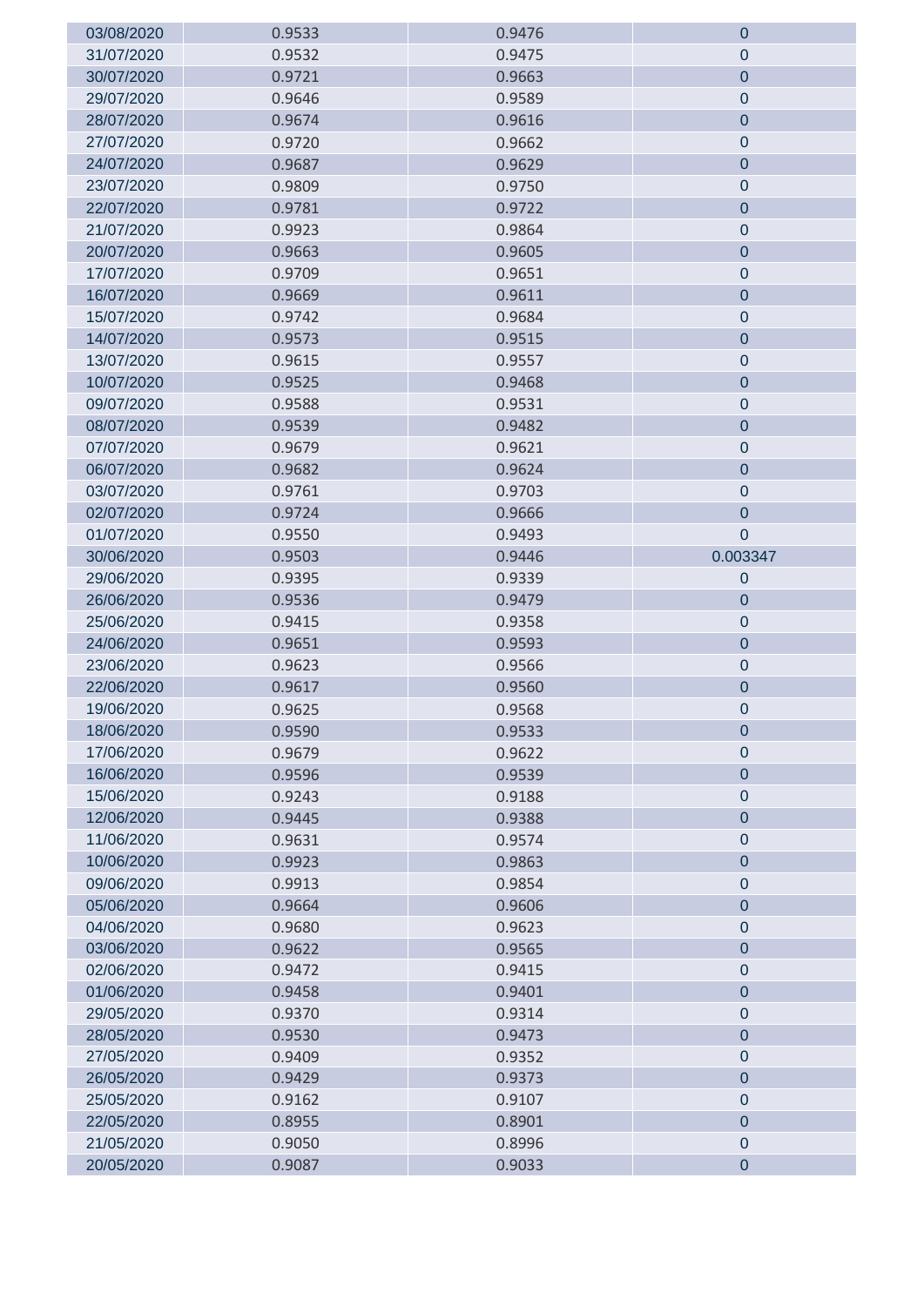| | | | |
|---|---|---|---|
| 03/08/2020 | 0.9533 | 0.9476 | 0 |
| 31/07/2020 | 0.9532 | 0.9475 | 0 |
| 30/07/2020 | 0.9721 | 0.9663 | 0 |
| 29/07/2020 | 0.9646 | 0.9589 | 0 |
| 28/07/2020 | 0.9674 | 0.9616 | 0 |
| 27/07/2020 | 0.9720 | 0.9662 | 0 |
| 24/07/2020 | 0.9687 | 0.9629 | 0 |
| 23/07/2020 | 0.9809 | 0.9750 | 0 |
| 22/07/2020 | 0.9781 | 0.9722 | 0 |
| 21/07/2020 | 0.9923 | 0.9864 | 0 |
| 20/07/2020 | 0.9663 | 0.9605 | 0 |
| 17/07/2020 | 0.9709 | 0.9651 | 0 |
| 16/07/2020 | 0.9669 | 0.9611 | 0 |
| 15/07/2020 | 0.9742 | 0.9684 | 0 |
| 14/07/2020 | 0.9573 | 0.9515 | 0 |
| 13/07/2020 | 0.9615 | 0.9557 | 0 |
| 10/07/2020 | 0.9525 | 0.9468 | 0 |
| 09/07/2020 | 0.9588 | 0.9531 | 0 |
| 08/07/2020 | 0.9539 | 0.9482 | 0 |
| 07/07/2020 | 0.9679 | 0.9621 | 0 |
| 06/07/2020 | 0.9682 | 0.9624 | 0 |
| 03/07/2020 | 0.9761 | 0.9703 | 0 |
| 02/07/2020 | 0.9724 | 0.9666 | 0 |
| 01/07/2020 | 0.9550 | 0.9493 | 0 |
| 30/06/2020 | 0.9503 | 0.9446 | 0.003347 |
| 29/06/2020 | 0.9395 | 0.9339 | 0 |
| 26/06/2020 | 0.9536 | 0.9479 | 0 |
| 25/06/2020 | 0.9415 | 0.9358 | 0 |
| 24/06/2020 | 0.9651 | 0.9593 | 0 |
| 23/06/2020 | 0.9623 | 0.9566 | 0 |
| 22/06/2020 | 0.9617 | 0.9560 | 0 |
| 19/06/2020 | 0.9625 | 0.9568 | 0 |
| 18/06/2020 | 0.9590 | 0.9533 | 0 |
| 17/06/2020 | 0.9679 | 0.9622 | 0 |
| 16/06/2020 | 0.9596 | 0.9539 | 0 |
| 15/06/2020 | 0.9243 | 0.9188 | 0 |
| 12/06/2020 | 0.9445 | 0.9388 | 0 |
| 11/06/2020 | 0.9631 | 0.9574 | 0 |
| 10/06/2020 | 0.9923 | 0.9863 | 0 |
| 09/06/2020 | 0.9913 | 0.9854 | 0 |
| 05/06/2020 | 0.9664 | 0.9606 | 0 |
| 04/06/2020 | 0.9680 | 0.9623 | 0 |
| 03/06/2020 | 0.9622 | 0.9565 | 0 |
| 02/06/2020 | 0.9472 | 0.9415 | 0 |
| 01/06/2020 | 0.9458 | 0.9401 | 0 |
| 29/05/2020 | 0.9370 | 0.9314 | 0 |
| 28/05/2020 | 0.9530 | 0.9473 | 0 |
| 27/05/2020 | 0.9409 | 0.9352 | 0 |
| 26/05/2020 | 0.9429 | 0.9373 | 0 |
| 25/05/2020 | 0.9162 | 0.9107 | 0 |
| 22/05/2020 | 0.8955 | 0.8901 | 0 |
| 21/05/2020 | 0.9050 | 0.8996 | 0 |
| 20/05/2020 | 0.9087 | 0.9033 | 0 |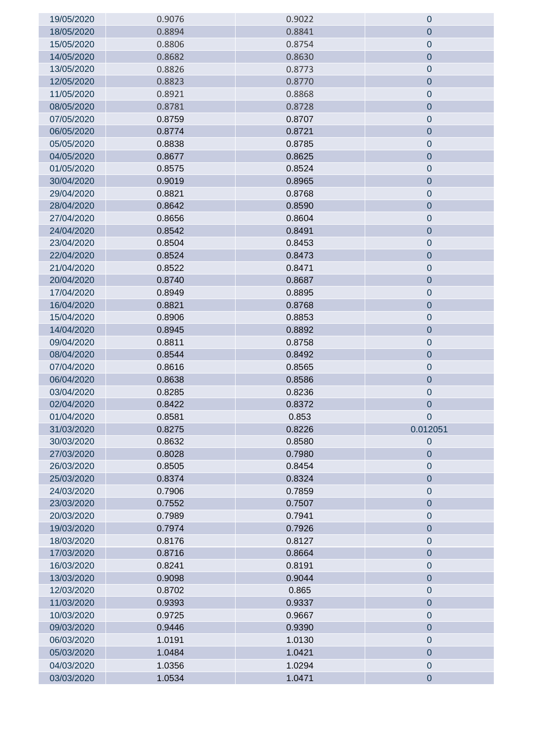| | | | |
|---|---|---|---|
| 19/05/2020 | 0.9076 | 0.9022 | 0 |
| 18/05/2020 | 0.8894 | 0.8841 | 0 |
| 15/05/2020 | 0.8806 | 0.8754 | 0 |
| 14/05/2020 | 0.8682 | 0.8630 | 0 |
| 13/05/2020 | 0.8826 | 0.8773 | 0 |
| 12/05/2020 | 0.8823 | 0.8770 | 0 |
| 11/05/2020 | 0.8921 | 0.8868 | 0 |
| 08/05/2020 | 0.8781 | 0.8728 | 0 |
| 07/05/2020 | 0.8759 | 0.8707 | 0 |
| 06/05/2020 | 0.8774 | 0.8721 | 0 |
| 05/05/2020 | 0.8838 | 0.8785 | 0 |
| 04/05/2020 | 0.8677 | 0.8625 | 0 |
| 01/05/2020 | 0.8575 | 0.8524 | 0 |
| 30/04/2020 | 0.9019 | 0.8965 | 0 |
| 29/04/2020 | 0.8821 | 0.8768 | 0 |
| 28/04/2020 | 0.8642 | 0.8590 | 0 |
| 27/04/2020 | 0.8656 | 0.8604 | 0 |
| 24/04/2020 | 0.8542 | 0.8491 | 0 |
| 23/04/2020 | 0.8504 | 0.8453 | 0 |
| 22/04/2020 | 0.8524 | 0.8473 | 0 |
| 21/04/2020 | 0.8522 | 0.8471 | 0 |
| 20/04/2020 | 0.8740 | 0.8687 | 0 |
| 17/04/2020 | 0.8949 | 0.8895 | 0 |
| 16/04/2020 | 0.8821 | 0.8768 | 0 |
| 15/04/2020 | 0.8906 | 0.8853 | 0 |
| 14/04/2020 | 0.8945 | 0.8892 | 0 |
| 09/04/2020 | 0.8811 | 0.8758 | 0 |
| 08/04/2020 | 0.8544 | 0.8492 | 0 |
| 07/04/2020 | 0.8616 | 0.8565 | 0 |
| 06/04/2020 | 0.8638 | 0.8586 | 0 |
| 03/04/2020 | 0.8285 | 0.8236 | 0 |
| 02/04/2020 | 0.8422 | 0.8372 | 0 |
| 01/04/2020 | 0.8581 | 0.853 | 0 |
| 31/03/2020 | 0.8275 | 0.8226 | 0.012051 |
| 30/03/2020 | 0.8632 | 0.8580 | 0 |
| 27/03/2020 | 0.8028 | 0.7980 | 0 |
| 26/03/2020 | 0.8505 | 0.8454 | 0 |
| 25/03/2020 | 0.8374 | 0.8324 | 0 |
| 24/03/2020 | 0.7906 | 0.7859 | 0 |
| 23/03/2020 | 0.7552 | 0.7507 | 0 |
| 20/03/2020 | 0.7989 | 0.7941 | 0 |
| 19/03/2020 | 0.7974 | 0.7926 | 0 |
| 18/03/2020 | 0.8176 | 0.8127 | 0 |
| 17/03/2020 | 0.8716 | 0.8664 | 0 |
| 16/03/2020 | 0.8241 | 0.8191 | 0 |
| 13/03/2020 | 0.9098 | 0.9044 | 0 |
| 12/03/2020 | 0.8702 | 0.865 | 0 |
| 11/03/2020 | 0.9393 | 0.9337 | 0 |
| 10/03/2020 | 0.9725 | 0.9667 | 0 |
| 09/03/2020 | 0.9446 | 0.9390 | 0 |
| 06/03/2020 | 1.0191 | 1.0130 | 0 |
| 05/03/2020 | 1.0484 | 1.0421 | 0 |
| 04/03/2020 | 1.0356 | 1.0294 | 0 |
| 03/03/2020 | 1.0534 | 1.0471 | 0 |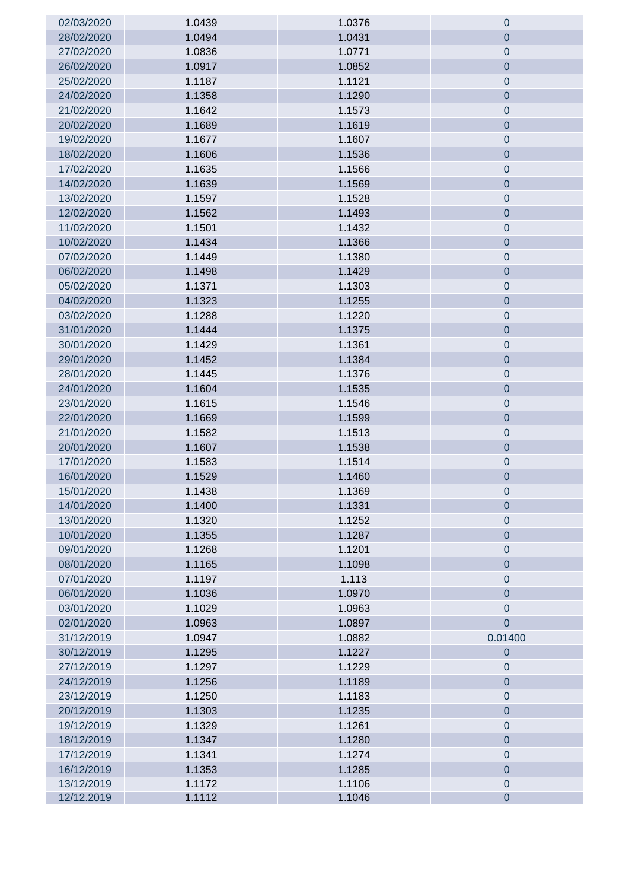| | | | |
|---|---|---|---|
| 02/03/2020 | 1.0439 | 1.0376 | 0 |
| 28/02/2020 | 1.0494 | 1.0431 | 0 |
| 27/02/2020 | 1.0836 | 1.0771 | 0 |
| 26/02/2020 | 1.0917 | 1.0852 | 0 |
| 25/02/2020 | 1.1187 | 1.1121 | 0 |
| 24/02/2020 | 1.1358 | 1.1290 | 0 |
| 21/02/2020 | 1.1642 | 1.1573 | 0 |
| 20/02/2020 | 1.1689 | 1.1619 | 0 |
| 19/02/2020 | 1.1677 | 1.1607 | 0 |
| 18/02/2020 | 1.1606 | 1.1536 | 0 |
| 17/02/2020 | 1.1635 | 1.1566 | 0 |
| 14/02/2020 | 1.1639 | 1.1569 | 0 |
| 13/02/2020 | 1.1597 | 1.1528 | 0 |
| 12/02/2020 | 1.1562 | 1.1493 | 0 |
| 11/02/2020 | 1.1501 | 1.1432 | 0 |
| 10/02/2020 | 1.1434 | 1.1366 | 0 |
| 07/02/2020 | 1.1449 | 1.1380 | 0 |
| 06/02/2020 | 1.1498 | 1.1429 | 0 |
| 05/02/2020 | 1.1371 | 1.1303 | 0 |
| 04/02/2020 | 1.1323 | 1.1255 | 0 |
| 03/02/2020 | 1.1288 | 1.1220 | 0 |
| 31/01/2020 | 1.1444 | 1.1375 | 0 |
| 30/01/2020 | 1.1429 | 1.1361 | 0 |
| 29/01/2020 | 1.1452 | 1.1384 | 0 |
| 28/01/2020 | 1.1445 | 1.1376 | 0 |
| 24/01/2020 | 1.1604 | 1.1535 | 0 |
| 23/01/2020 | 1.1615 | 1.1546 | 0 |
| 22/01/2020 | 1.1669 | 1.1599 | 0 |
| 21/01/2020 | 1.1582 | 1.1513 | 0 |
| 20/01/2020 | 1.1607 | 1.1538 | 0 |
| 17/01/2020 | 1.1583 | 1.1514 | 0 |
| 16/01/2020 | 1.1529 | 1.1460 | 0 |
| 15/01/2020 | 1.1438 | 1.1369 | 0 |
| 14/01/2020 | 1.1400 | 1.1331 | 0 |
| 13/01/2020 | 1.1320 | 1.1252 | 0 |
| 10/01/2020 | 1.1355 | 1.1287 | 0 |
| 09/01/2020 | 1.1268 | 1.1201 | 0 |
| 08/01/2020 | 1.1165 | 1.1098 | 0 |
| 07/01/2020 | 1.1197 | 1.113 | 0 |
| 06/01/2020 | 1.1036 | 1.0970 | 0 |
| 03/01/2020 | 1.1029 | 1.0963 | 0 |
| 02/01/2020 | 1.0963 | 1.0897 | 0 |
| 31/12/2019 | 1.0947 | 1.0882 | 0.01400 |
| 30/12/2019 | 1.1295 | 1.1227 | 0 |
| 27/12/2019 | 1.1297 | 1.1229 | 0 |
| 24/12/2019 | 1.1256 | 1.1189 | 0 |
| 23/12/2019 | 1.1250 | 1.1183 | 0 |
| 20/12/2019 | 1.1303 | 1.1235 | 0 |
| 19/12/2019 | 1.1329 | 1.1261 | 0 |
| 18/12/2019 | 1.1347 | 1.1280 | 0 |
| 17/12/2019 | 1.1341 | 1.1274 | 0 |
| 16/12/2019 | 1.1353 | 1.1285 | 0 |
| 13/12/2019 | 1.1172 | 1.1106 | 0 |
| 12/12.2019 | 1.1112 | 1.1046 | 0 |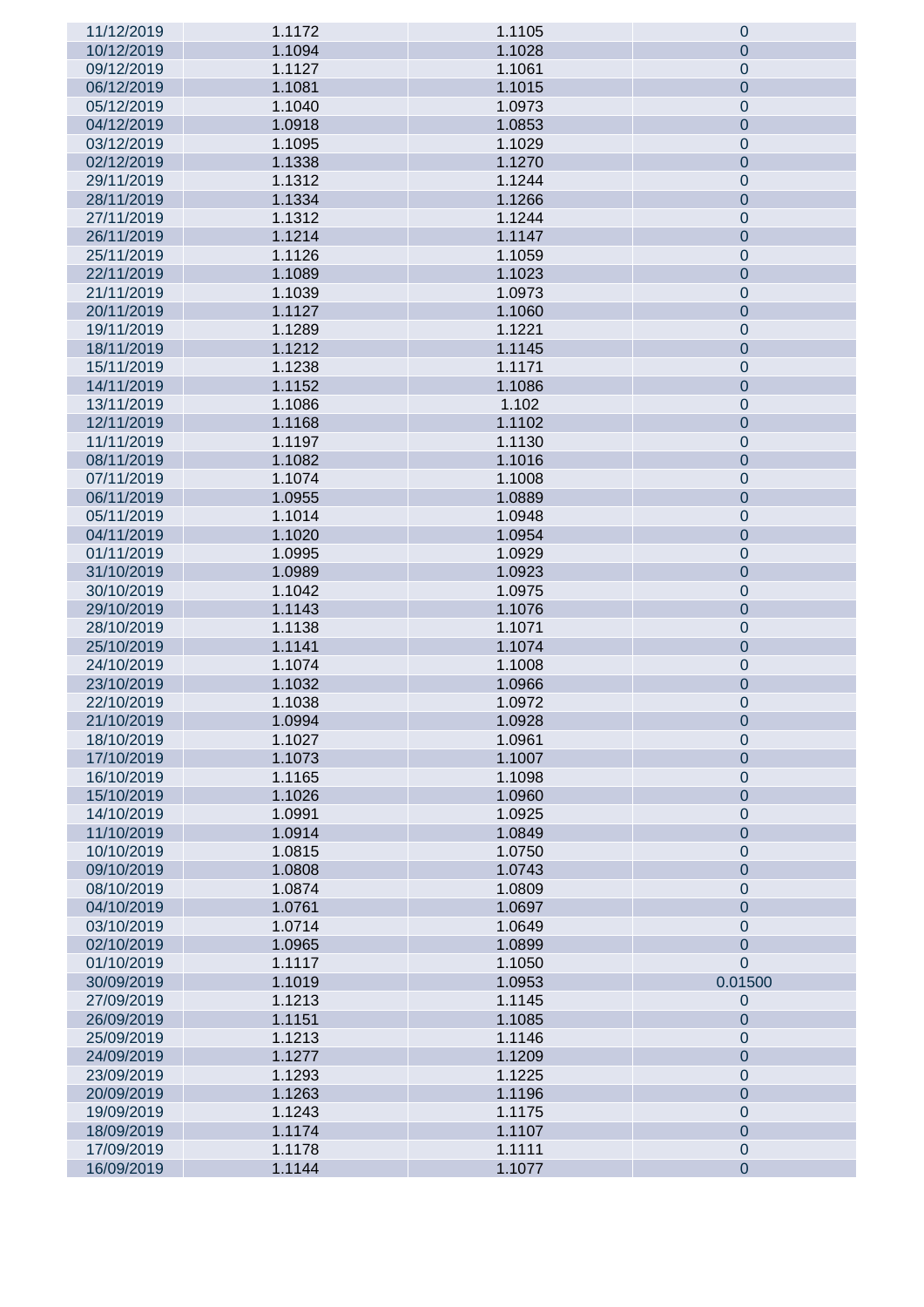| 11/12/2019 | 1.1172 | 1.1105 | 0 |
|---|---|---|---|
| 10/12/2019 | 1.1094 | 1.1028 | 0 |
| 09/12/2019 | 1.1127 | 1.1061 | 0 |
| 06/12/2019 | 1.1081 | 1.1015 | 0 |
| 05/12/2019 | 1.1040 | 1.0973 | 0 |
| 04/12/2019 | 1.0918 | 1.0853 | 0 |
| 03/12/2019 | 1.1095 | 1.1029 | 0 |
| 02/12/2019 | 1.1338 | 1.1270 | 0 |
| 29/11/2019 | 1.1312 | 1.1244 | 0 |
| 28/11/2019 | 1.1334 | 1.1266 | 0 |
| 27/11/2019 | 1.1312 | 1.1244 | 0 |
| 26/11/2019 | 1.1214 | 1.1147 | 0 |
| 25/11/2019 | 1.1126 | 1.1059 | 0 |
| 22/11/2019 | 1.1089 | 1.1023 | 0 |
| 21/11/2019 | 1.1039 | 1.0973 | 0 |
| 20/11/2019 | 1.1127 | 1.1060 | 0 |
| 19/11/2019 | 1.1289 | 1.1221 | 0 |
| 18/11/2019 | 1.1212 | 1.1145 | 0 |
| 15/11/2019 | 1.1238 | 1.1171 | 0 |
| 14/11/2019 | 1.1152 | 1.1086 | 0 |
| 13/11/2019 | 1.1086 | 1.102 | 0 |
| 12/11/2019 | 1.1168 | 1.1102 | 0 |
| 11/11/2019 | 1.1197 | 1.1130 | 0 |
| 08/11/2019 | 1.1082 | 1.1016 | 0 |
| 07/11/2019 | 1.1074 | 1.1008 | 0 |
| 06/11/2019 | 1.0955 | 1.0889 | 0 |
| 05/11/2019 | 1.1014 | 1.0948 | 0 |
| 04/11/2019 | 1.1020 | 1.0954 | 0 |
| 01/11/2019 | 1.0995 | 1.0929 | 0 |
| 31/10/2019 | 1.0989 | 1.0923 | 0 |
| 30/10/2019 | 1.1042 | 1.0975 | 0 |
| 29/10/2019 | 1.1143 | 1.1076 | 0 |
| 28/10/2019 | 1.1138 | 1.1071 | 0 |
| 25/10/2019 | 1.1141 | 1.1074 | 0 |
| 24/10/2019 | 1.1074 | 1.1008 | 0 |
| 23/10/2019 | 1.1032 | 1.0966 | 0 |
| 22/10/2019 | 1.1038 | 1.0972 | 0 |
| 21/10/2019 | 1.0994 | 1.0928 | 0 |
| 18/10/2019 | 1.1027 | 1.0961 | 0 |
| 17/10/2019 | 1.1073 | 1.1007 | 0 |
| 16/10/2019 | 1.1165 | 1.1098 | 0 |
| 15/10/2019 | 1.1026 | 1.0960 | 0 |
| 14/10/2019 | 1.0991 | 1.0925 | 0 |
| 11/10/2019 | 1.0914 | 1.0849 | 0 |
| 10/10/2019 | 1.0815 | 1.0750 | 0 |
| 09/10/2019 | 1.0808 | 1.0743 | 0 |
| 08/10/2019 | 1.0874 | 1.0809 | 0 |
| 04/10/2019 | 1.0761 | 1.0697 | 0 |
| 03/10/2019 | 1.0714 | 1.0649 | 0 |
| 02/10/2019 | 1.0965 | 1.0899 | 0 |
| 01/10/2019 | 1.1117 | 1.1050 | 0 |
| 30/09/2019 | 1.1019 | 1.0953 | 0.01500 |
| 27/09/2019 | 1.1213 | 1.1145 | 0 |
| 26/09/2019 | 1.1151 | 1.1085 | 0 |
| 25/09/2019 | 1.1213 | 1.1146 | 0 |
| 24/09/2019 | 1.1277 | 1.1209 | 0 |
| 23/09/2019 | 1.1293 | 1.1225 | 0 |
| 20/09/2019 | 1.1263 | 1.1196 | 0 |
| 19/09/2019 | 1.1243 | 1.1175 | 0 |
| 18/09/2019 | 1.1174 | 1.1107 | 0 |
| 17/09/2019 | 1.1178 | 1.1111 | 0 |
| 16/09/2019 | 1.1144 | 1.1077 | 0 |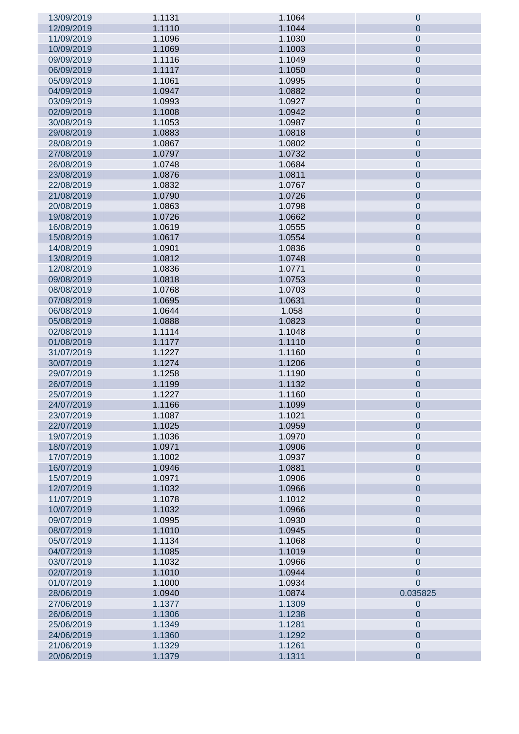| | | | |
|---|---|---|---|
| 13/09/2019 | 1.1131 | 1.1064 | 0 |
| 12/09/2019 | 1.1110 | 1.1044 | 0 |
| 11/09/2019 | 1.1096 | 1.1030 | 0 |
| 10/09/2019 | 1.1069 | 1.1003 | 0 |
| 09/09/2019 | 1.1116 | 1.1049 | 0 |
| 06/09/2019 | 1.1117 | 1.1050 | 0 |
| 05/09/2019 | 1.1061 | 1.0995 | 0 |
| 04/09/2019 | 1.0947 | 1.0882 | 0 |
| 03/09/2019 | 1.0993 | 1.0927 | 0 |
| 02/09/2019 | 1.1008 | 1.0942 | 0 |
| 30/08/2019 | 1.1053 | 1.0987 | 0 |
| 29/08/2019 | 1.0883 | 1.0818 | 0 |
| 28/08/2019 | 1.0867 | 1.0802 | 0 |
| 27/08/2019 | 1.0797 | 1.0732 | 0 |
| 26/08/2019 | 1.0748 | 1.0684 | 0 |
| 23/08/2019 | 1.0876 | 1.0811 | 0 |
| 22/08/2019 | 1.0832 | 1.0767 | 0 |
| 21/08/2019 | 1.0790 | 1.0726 | 0 |
| 20/08/2019 | 1.0863 | 1.0798 | 0 |
| 19/08/2019 | 1.0726 | 1.0662 | 0 |
| 16/08/2019 | 1.0619 | 1.0555 | 0 |
| 15/08/2019 | 1.0617 | 1.0554 | 0 |
| 14/08/2019 | 1.0901 | 1.0836 | 0 |
| 13/08/2019 | 1.0812 | 1.0748 | 0 |
| 12/08/2019 | 1.0836 | 1.0771 | 0 |
| 09/08/2019 | 1.0818 | 1.0753 | 0 |
| 08/08/2019 | 1.0768 | 1.0703 | 0 |
| 07/08/2019 | 1.0695 | 1.0631 | 0 |
| 06/08/2019 | 1.0644 | 1.058 | 0 |
| 05/08/2019 | 1.0888 | 1.0823 | 0 |
| 02/08/2019 | 1.1114 | 1.1048 | 0 |
| 01/08/2019 | 1.1177 | 1.1110 | 0 |
| 31/07/2019 | 1.1227 | 1.1160 | 0 |
| 30/07/2019 | 1.1274 | 1.1206 | 0 |
| 29/07/2019 | 1.1258 | 1.1190 | 0 |
| 26/07/2019 | 1.1199 | 1.1132 | 0 |
| 25/07/2019 | 1.1227 | 1.1160 | 0 |
| 24/07/2019 | 1.1166 | 1.1099 | 0 |
| 23/07/2019 | 1.1087 | 1.1021 | 0 |
| 22/07/2019 | 1.1025 | 1.0959 | 0 |
| 19/07/2019 | 1.1036 | 1.0970 | 0 |
| 18/07/2019 | 1.0971 | 1.0906 | 0 |
| 17/07/2019 | 1.1002 | 1.0937 | 0 |
| 16/07/2019 | 1.0946 | 1.0881 | 0 |
| 15/07/2019 | 1.0971 | 1.0906 | 0 |
| 12/07/2019 | 1.1032 | 1.0966 | 0 |
| 11/07/2019 | 1.1078 | 1.1012 | 0 |
| 10/07/2019 | 1.1032 | 1.0966 | 0 |
| 09/07/2019 | 1.0995 | 1.0930 | 0 |
| 08/07/2019 | 1.1010 | 1.0945 | 0 |
| 05/07/2019 | 1.1134 | 1.1068 | 0 |
| 04/07/2019 | 1.1085 | 1.1019 | 0 |
| 03/07/2019 | 1.1032 | 1.0966 | 0 |
| 02/07/2019 | 1.1010 | 1.0944 | 0 |
| 01/07/2019 | 1.1000 | 1.0934 | 0 |
| 28/06/2019 | 1.0940 | 1.0874 | 0.035825 |
| 27/06/2019 | 1.1377 | 1.1309 | 0 |
| 26/06/2019 | 1.1306 | 1.1238 | 0 |
| 25/06/2019 | 1.1349 | 1.1281 | 0 |
| 24/06/2019 | 1.1360 | 1.1292 | 0 |
| 21/06/2019 | 1.1329 | 1.1261 | 0 |
| 20/06/2019 | 1.1379 | 1.1311 | 0 |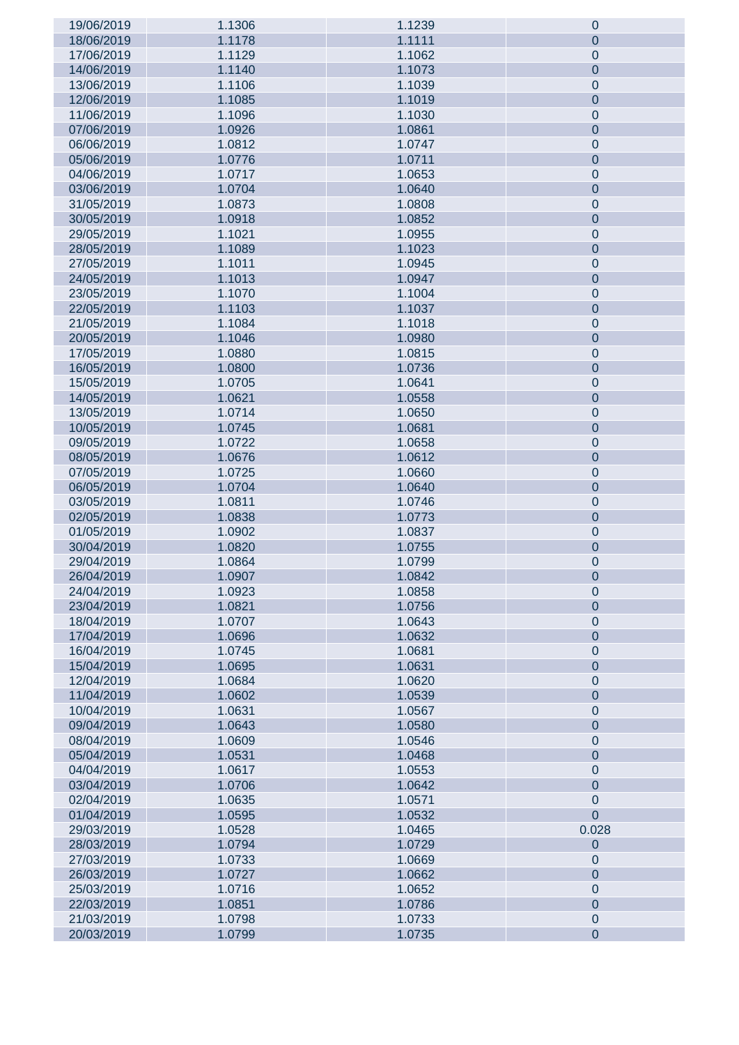| | | | |
|---|---|---|---|
| 19/06/2019 | 1.1306 | 1.1239 | 0 |
| 18/06/2019 | 1.1178 | 1.1111 | 0 |
| 17/06/2019 | 1.1129 | 1.1062 | 0 |
| 14/06/2019 | 1.1140 | 1.1073 | 0 |
| 13/06/2019 | 1.1106 | 1.1039 | 0 |
| 12/06/2019 | 1.1085 | 1.1019 | 0 |
| 11/06/2019 | 1.1096 | 1.1030 | 0 |
| 07/06/2019 | 1.0926 | 1.0861 | 0 |
| 06/06/2019 | 1.0812 | 1.0747 | 0 |
| 05/06/2019 | 1.0776 | 1.0711 | 0 |
| 04/06/2019 | 1.0717 | 1.0653 | 0 |
| 03/06/2019 | 1.0704 | 1.0640 | 0 |
| 31/05/2019 | 1.0873 | 1.0808 | 0 |
| 30/05/2019 | 1.0918 | 1.0852 | 0 |
| 29/05/2019 | 1.1021 | 1.0955 | 0 |
| 28/05/2019 | 1.1089 | 1.1023 | 0 |
| 27/05/2019 | 1.1011 | 1.0945 | 0 |
| 24/05/2019 | 1.1013 | 1.0947 | 0 |
| 23/05/2019 | 1.1070 | 1.1004 | 0 |
| 22/05/2019 | 1.1103 | 1.1037 | 0 |
| 21/05/2019 | 1.1084 | 1.1018 | 0 |
| 20/05/2019 | 1.1046 | 1.0980 | 0 |
| 17/05/2019 | 1.0880 | 1.0815 | 0 |
| 16/05/2019 | 1.0800 | 1.0736 | 0 |
| 15/05/2019 | 1.0705 | 1.0641 | 0 |
| 14/05/2019 | 1.0621 | 1.0558 | 0 |
| 13/05/2019 | 1.0714 | 1.0650 | 0 |
| 10/05/2019 | 1.0745 | 1.0681 | 0 |
| 09/05/2019 | 1.0722 | 1.0658 | 0 |
| 08/05/2019 | 1.0676 | 1.0612 | 0 |
| 07/05/2019 | 1.0725 | 1.0660 | 0 |
| 06/05/2019 | 1.0704 | 1.0640 | 0 |
| 03/05/2019 | 1.0811 | 1.0746 | 0 |
| 02/05/2019 | 1.0838 | 1.0773 | 0 |
| 01/05/2019 | 1.0902 | 1.0837 | 0 |
| 30/04/2019 | 1.0820 | 1.0755 | 0 |
| 29/04/2019 | 1.0864 | 1.0799 | 0 |
| 26/04/2019 | 1.0907 | 1.0842 | 0 |
| 24/04/2019 | 1.0923 | 1.0858 | 0 |
| 23/04/2019 | 1.0821 | 1.0756 | 0 |
| 18/04/2019 | 1.0707 | 1.0643 | 0 |
| 17/04/2019 | 1.0696 | 1.0632 | 0 |
| 16/04/2019 | 1.0745 | 1.0681 | 0 |
| 15/04/2019 | 1.0695 | 1.0631 | 0 |
| 12/04/2019 | 1.0684 | 1.0620 | 0 |
| 11/04/2019 | 1.0602 | 1.0539 | 0 |
| 10/04/2019 | 1.0631 | 1.0567 | 0 |
| 09/04/2019 | 1.0643 | 1.0580 | 0 |
| 08/04/2019 | 1.0609 | 1.0546 | 0 |
| 05/04/2019 | 1.0531 | 1.0468 | 0 |
| 04/04/2019 | 1.0617 | 1.0553 | 0 |
| 03/04/2019 | 1.0706 | 1.0642 | 0 |
| 02/04/2019 | 1.0635 | 1.0571 | 0 |
| 01/04/2019 | 1.0595 | 1.0532 | 0 |
| 29/03/2019 | 1.0528 | 1.0465 | 0.028 |
| 28/03/2019 | 1.0794 | 1.0729 | 0 |
| 27/03/2019 | 1.0733 | 1.0669 | 0 |
| 26/03/2019 | 1.0727 | 1.0662 | 0 |
| 25/03/2019 | 1.0716 | 1.0652 | 0 |
| 22/03/2019 | 1.0851 | 1.0786 | 0 |
| 21/03/2019 | 1.0798 | 1.0733 | 0 |
| 20/03/2019 | 1.0799 | 1.0735 | 0 |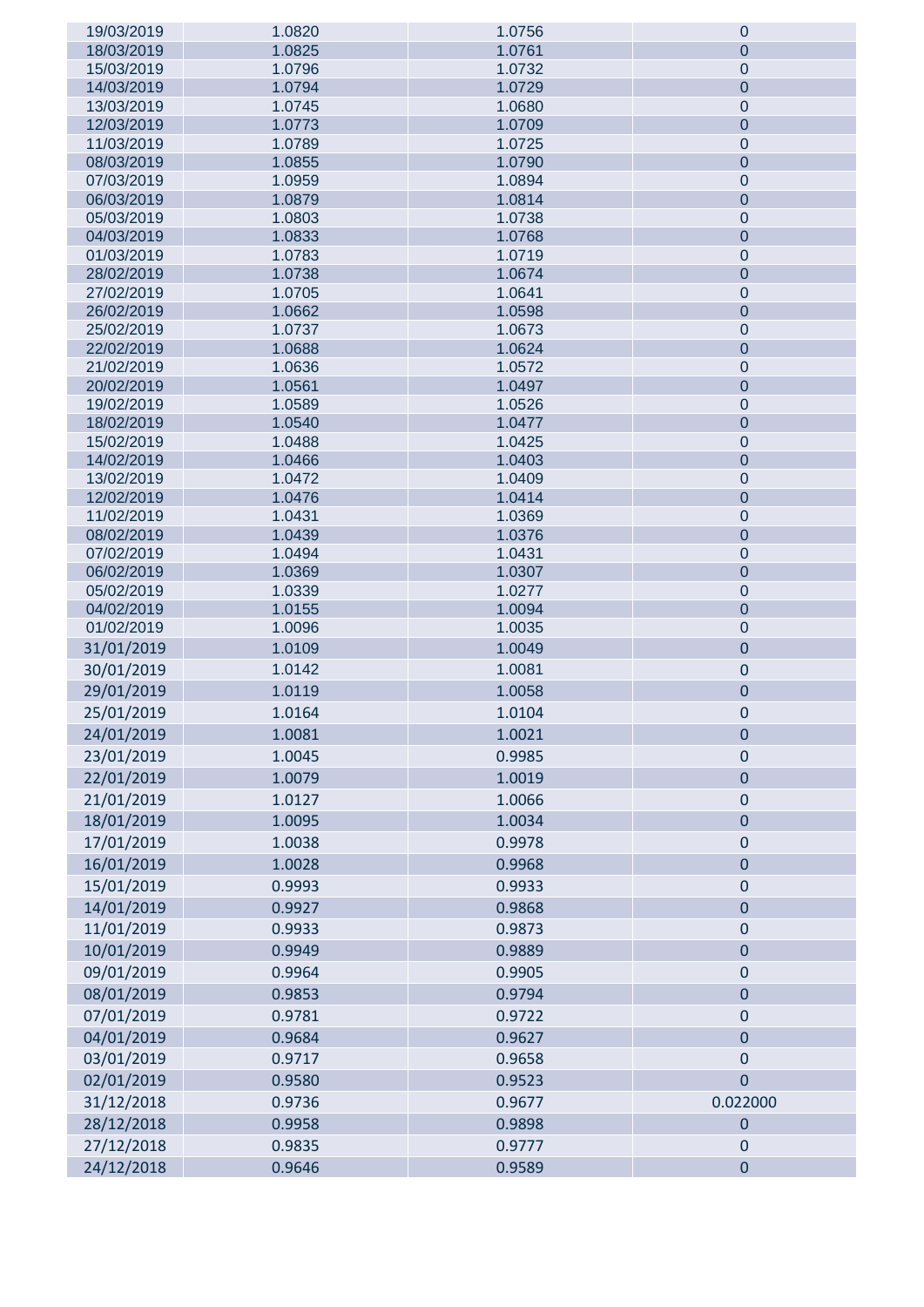| | | | |
|---|---|---|---|
| 19/03/2019 | 1.0820 | 1.0756 | 0 |
| 18/03/2019 | 1.0825 | 1.0761 | 0 |
| 15/03/2019 | 1.0796 | 1.0732 | 0 |
| 14/03/2019 | 1.0794 | 1.0729 | 0 |
| 13/03/2019 | 1.0745 | 1.0680 | 0 |
| 12/03/2019 | 1.0773 | 1.0709 | 0 |
| 11/03/2019 | 1.0789 | 1.0725 | 0 |
| 08/03/2019 | 1.0855 | 1.0790 | 0 |
| 07/03/2019 | 1.0959 | 1.0894 | 0 |
| 06/03/2019 | 1.0879 | 1.0814 | 0 |
| 05/03/2019 | 1.0803 | 1.0738 | 0 |
| 04/03/2019 | 1.0833 | 1.0768 | 0 |
| 01/03/2019 | 1.0783 | 1.0719 | 0 |
| 28/02/2019 | 1.0738 | 1.0674 | 0 |
| 27/02/2019 | 1.0705 | 1.0641 | 0 |
| 26/02/2019 | 1.0662 | 1.0598 | 0 |
| 25/02/2019 | 1.0737 | 1.0673 | 0 |
| 22/02/2019 | 1.0688 | 1.0624 | 0 |
| 21/02/2019 | 1.0636 | 1.0572 | 0 |
| 20/02/2019 | 1.0561 | 1.0497 | 0 |
| 19/02/2019 | 1.0589 | 1.0526 | 0 |
| 18/02/2019 | 1.0540 | 1.0477 | 0 |
| 15/02/2019 | 1.0488 | 1.0425 | 0 |
| 14/02/2019 | 1.0466 | 1.0403 | 0 |
| 13/02/2019 | 1.0472 | 1.0409 | 0 |
| 12/02/2019 | 1.0476 | 1.0414 | 0 |
| 11/02/2019 | 1.0431 | 1.0369 | 0 |
| 08/02/2019 | 1.0439 | 1.0376 | 0 |
| 07/02/2019 | 1.0494 | 1.0431 | 0 |
| 06/02/2019 | 1.0369 | 1.0307 | 0 |
| 05/02/2019 | 1.0339 | 1.0277 | 0 |
| 04/02/2019 | 1.0155 | 1.0094 | 0 |
| 01/02/2019 | 1.0096 | 1.0035 | 0 |
| 31/01/2019 | 1.0109 | 1.0049 | 0 |
| 30/01/2019 | 1.0142 | 1.0081 | 0 |
| 29/01/2019 | 1.0119 | 1.0058 | 0 |
| 25/01/2019 | 1.0164 | 1.0104 | 0 |
| 24/01/2019 | 1.0081 | 1.0021 | 0 |
| 23/01/2019 | 1.0045 | 0.9985 | 0 |
| 22/01/2019 | 1.0079 | 1.0019 | 0 |
| 21/01/2019 | 1.0127 | 1.0066 | 0 |
| 18/01/2019 | 1.0095 | 1.0034 | 0 |
| 17/01/2019 | 1.0038 | 0.9978 | 0 |
| 16/01/2019 | 1.0028 | 0.9968 | 0 |
| 15/01/2019 | 0.9993 | 0.9933 | 0 |
| 14/01/2019 | 0.9927 | 0.9868 | 0 |
| 11/01/2019 | 0.9933 | 0.9873 | 0 |
| 10/01/2019 | 0.9949 | 0.9889 | 0 |
| 09/01/2019 | 0.9964 | 0.9905 | 0 |
| 08/01/2019 | 0.9853 | 0.9794 | 0 |
| 07/01/2019 | 0.9781 | 0.9722 | 0 |
| 04/01/2019 | 0.9684 | 0.9627 | 0 |
| 03/01/2019 | 0.9717 | 0.9658 | 0 |
| 02/01/2019 | 0.9580 | 0.9523 | 0 |
| 31/12/2018 | 0.9736 | 0.9677 | 0.022000 |
| 28/12/2018 | 0.9958 | 0.9898 | 0 |
| 27/12/2018 | 0.9835 | 0.9777 | 0 |
| 24/12/2018 | 0.9646 | 0.9589 | 0 |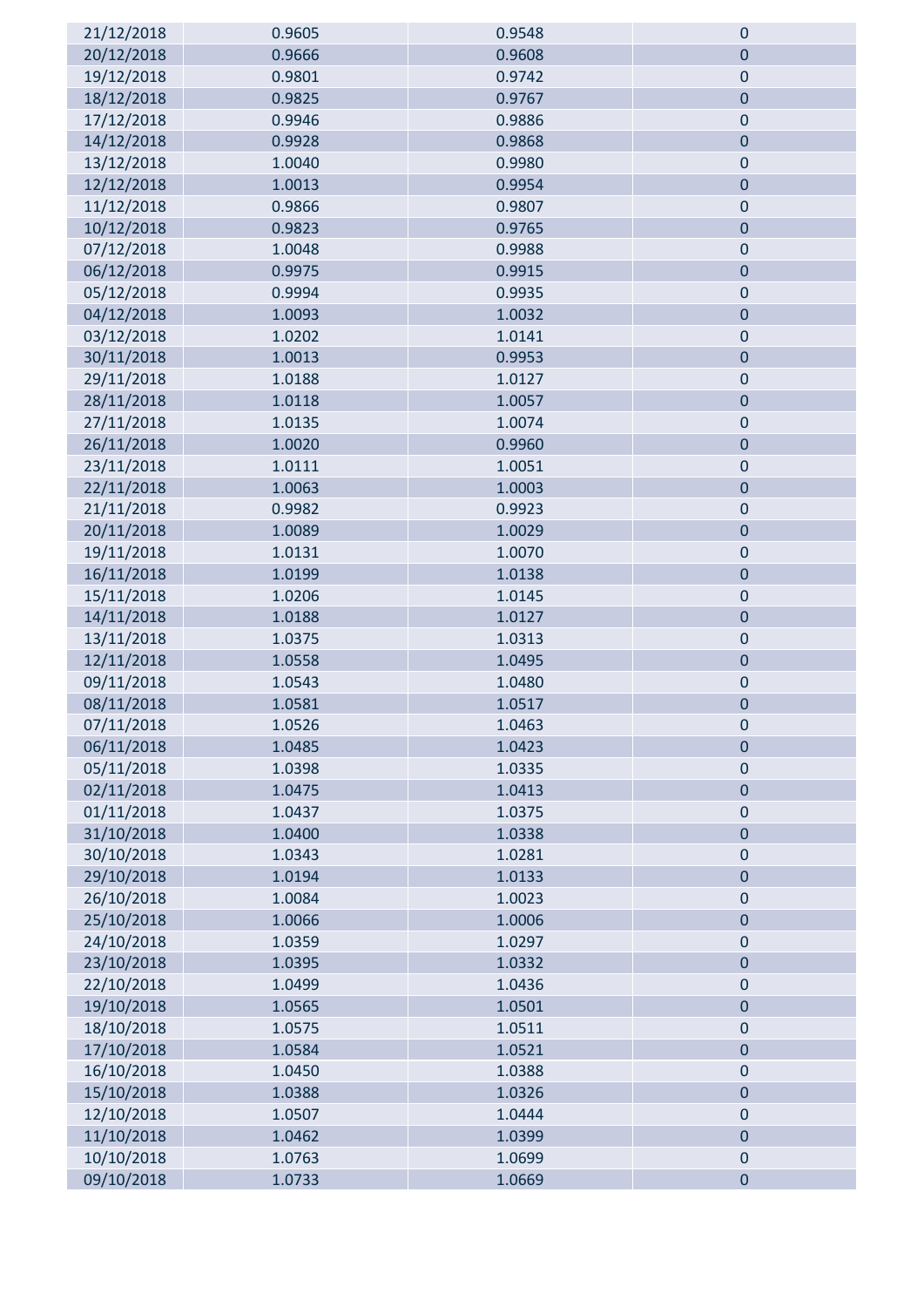| | | | |
|---|---|---|---|
| 21/12/2018 | 0.9605 | 0.9548 | 0 |
| 20/12/2018 | 0.9666 | 0.9608 | 0 |
| 19/12/2018 | 0.9801 | 0.9742 | 0 |
| 18/12/2018 | 0.9825 | 0.9767 | 0 |
| 17/12/2018 | 0.9946 | 0.9886 | 0 |
| 14/12/2018 | 0.9928 | 0.9868 | 0 |
| 13/12/2018 | 1.0040 | 0.9980 | 0 |
| 12/12/2018 | 1.0013 | 0.9954 | 0 |
| 11/12/2018 | 0.9866 | 0.9807 | 0 |
| 10/12/2018 | 0.9823 | 0.9765 | 0 |
| 07/12/2018 | 1.0048 | 0.9988 | 0 |
| 06/12/2018 | 0.9975 | 0.9915 | 0 |
| 05/12/2018 | 0.9994 | 0.9935 | 0 |
| 04/12/2018 | 1.0093 | 1.0032 | 0 |
| 03/12/2018 | 1.0202 | 1.0141 | 0 |
| 30/11/2018 | 1.0013 | 0.9953 | 0 |
| 29/11/2018 | 1.0188 | 1.0127 | 0 |
| 28/11/2018 | 1.0118 | 1.0057 | 0 |
| 27/11/2018 | 1.0135 | 1.0074 | 0 |
| 26/11/2018 | 1.0020 | 0.9960 | 0 |
| 23/11/2018 | 1.0111 | 1.0051 | 0 |
| 22/11/2018 | 1.0063 | 1.0003 | 0 |
| 21/11/2018 | 0.9982 | 0.9923 | 0 |
| 20/11/2018 | 1.0089 | 1.0029 | 0 |
| 19/11/2018 | 1.0131 | 1.0070 | 0 |
| 16/11/2018 | 1.0199 | 1.0138 | 0 |
| 15/11/2018 | 1.0206 | 1.0145 | 0 |
| 14/11/2018 | 1.0188 | 1.0127 | 0 |
| 13/11/2018 | 1.0375 | 1.0313 | 0 |
| 12/11/2018 | 1.0558 | 1.0495 | 0 |
| 09/11/2018 | 1.0543 | 1.0480 | 0 |
| 08/11/2018 | 1.0581 | 1.0517 | 0 |
| 07/11/2018 | 1.0526 | 1.0463 | 0 |
| 06/11/2018 | 1.0485 | 1.0423 | 0 |
| 05/11/2018 | 1.0398 | 1.0335 | 0 |
| 02/11/2018 | 1.0475 | 1.0413 | 0 |
| 01/11/2018 | 1.0437 | 1.0375 | 0 |
| 31/10/2018 | 1.0400 | 1.0338 | 0 |
| 30/10/2018 | 1.0343 | 1.0281 | 0 |
| 29/10/2018 | 1.0194 | 1.0133 | 0 |
| 26/10/2018 | 1.0084 | 1.0023 | 0 |
| 25/10/2018 | 1.0066 | 1.0006 | 0 |
| 24/10/2018 | 1.0359 | 1.0297 | 0 |
| 23/10/2018 | 1.0395 | 1.0332 | 0 |
| 22/10/2018 | 1.0499 | 1.0436 | 0 |
| 19/10/2018 | 1.0565 | 1.0501 | 0 |
| 18/10/2018 | 1.0575 | 1.0511 | 0 |
| 17/10/2018 | 1.0584 | 1.0521 | 0 |
| 16/10/2018 | 1.0450 | 1.0388 | 0 |
| 15/10/2018 | 1.0388 | 1.0326 | 0 |
| 12/10/2018 | 1.0507 | 1.0444 | 0 |
| 11/10/2018 | 1.0462 | 1.0399 | 0 |
| 10/10/2018 | 1.0763 | 1.0699 | 0 |
| 09/10/2018 | 1.0733 | 1.0669 | 0 |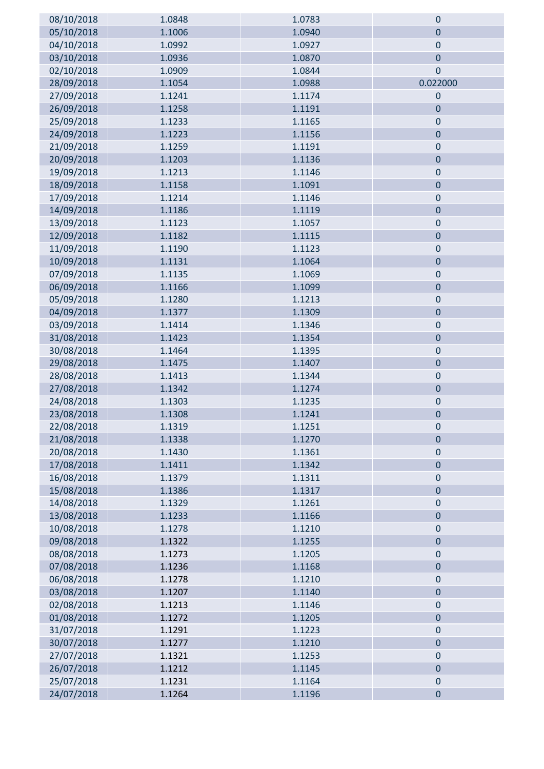| | | | |
|---|---|---|---|
| 08/10/2018 | 1.0848 | 1.0783 | 0 |
| 05/10/2018 | 1.1006 | 1.0940 | 0 |
| 04/10/2018 | 1.0992 | 1.0927 | 0 |
| 03/10/2018 | 1.0936 | 1.0870 | 0 |
| 02/10/2018 | 1.0909 | 1.0844 | 0 |
| 28/09/2018 | 1.1054 | 1.0988 | 0.022000 |
| 27/09/2018 | 1.1241 | 1.1174 | 0 |
| 26/09/2018 | 1.1258 | 1.1191 | 0 |
| 25/09/2018 | 1.1233 | 1.1165 | 0 |
| 24/09/2018 | 1.1223 | 1.1156 | 0 |
| 21/09/2018 | 1.1259 | 1.1191 | 0 |
| 20/09/2018 | 1.1203 | 1.1136 | 0 |
| 19/09/2018 | 1.1213 | 1.1146 | 0 |
| 18/09/2018 | 1.1158 | 1.1091 | 0 |
| 17/09/2018 | 1.1214 | 1.1146 | 0 |
| 14/09/2018 | 1.1186 | 1.1119 | 0 |
| 13/09/2018 | 1.1123 | 1.1057 | 0 |
| 12/09/2018 | 1.1182 | 1.1115 | 0 |
| 11/09/2018 | 1.1190 | 1.1123 | 0 |
| 10/09/2018 | 1.1131 | 1.1064 | 0 |
| 07/09/2018 | 1.1135 | 1.1069 | 0 |
| 06/09/2018 | 1.1166 | 1.1099 | 0 |
| 05/09/2018 | 1.1280 | 1.1213 | 0 |
| 04/09/2018 | 1.1377 | 1.1309 | 0 |
| 03/09/2018 | 1.1414 | 1.1346 | 0 |
| 31/08/2018 | 1.1423 | 1.1354 | 0 |
| 30/08/2018 | 1.1464 | 1.1395 | 0 |
| 29/08/2018 | 1.1475 | 1.1407 | 0 |
| 28/08/2018 | 1.1413 | 1.1344 | 0 |
| 27/08/2018 | 1.1342 | 1.1274 | 0 |
| 24/08/2018 | 1.1303 | 1.1235 | 0 |
| 23/08/2018 | 1.1308 | 1.1241 | 0 |
| 22/08/2018 | 1.1319 | 1.1251 | 0 |
| 21/08/2018 | 1.1338 | 1.1270 | 0 |
| 20/08/2018 | 1.1430 | 1.1361 | 0 |
| 17/08/2018 | 1.1411 | 1.1342 | 0 |
| 16/08/2018 | 1.1379 | 1.1311 | 0 |
| 15/08/2018 | 1.1386 | 1.1317 | 0 |
| 14/08/2018 | 1.1329 | 1.1261 | 0 |
| 13/08/2018 | 1.1233 | 1.1166 | 0 |
| 10/08/2018 | 1.1278 | 1.1210 | 0 |
| 09/08/2018 | 1.1322 | 1.1255 | 0 |
| 08/08/2018 | 1.1273 | 1.1205 | 0 |
| 07/08/2018 | 1.1236 | 1.1168 | 0 |
| 06/08/2018 | 1.1278 | 1.1210 | 0 |
| 03/08/2018 | 1.1207 | 1.1140 | 0 |
| 02/08/2018 | 1.1213 | 1.1146 | 0 |
| 01/08/2018 | 1.1272 | 1.1205 | 0 |
| 31/07/2018 | 1.1291 | 1.1223 | 0 |
| 30/07/2018 | 1.1277 | 1.1210 | 0 |
| 27/07/2018 | 1.1321 | 1.1253 | 0 |
| 26/07/2018 | 1.1212 | 1.1145 | 0 |
| 25/07/2018 | 1.1231 | 1.1164 | 0 |
| 24/07/2018 | 1.1264 | 1.1196 | 0 |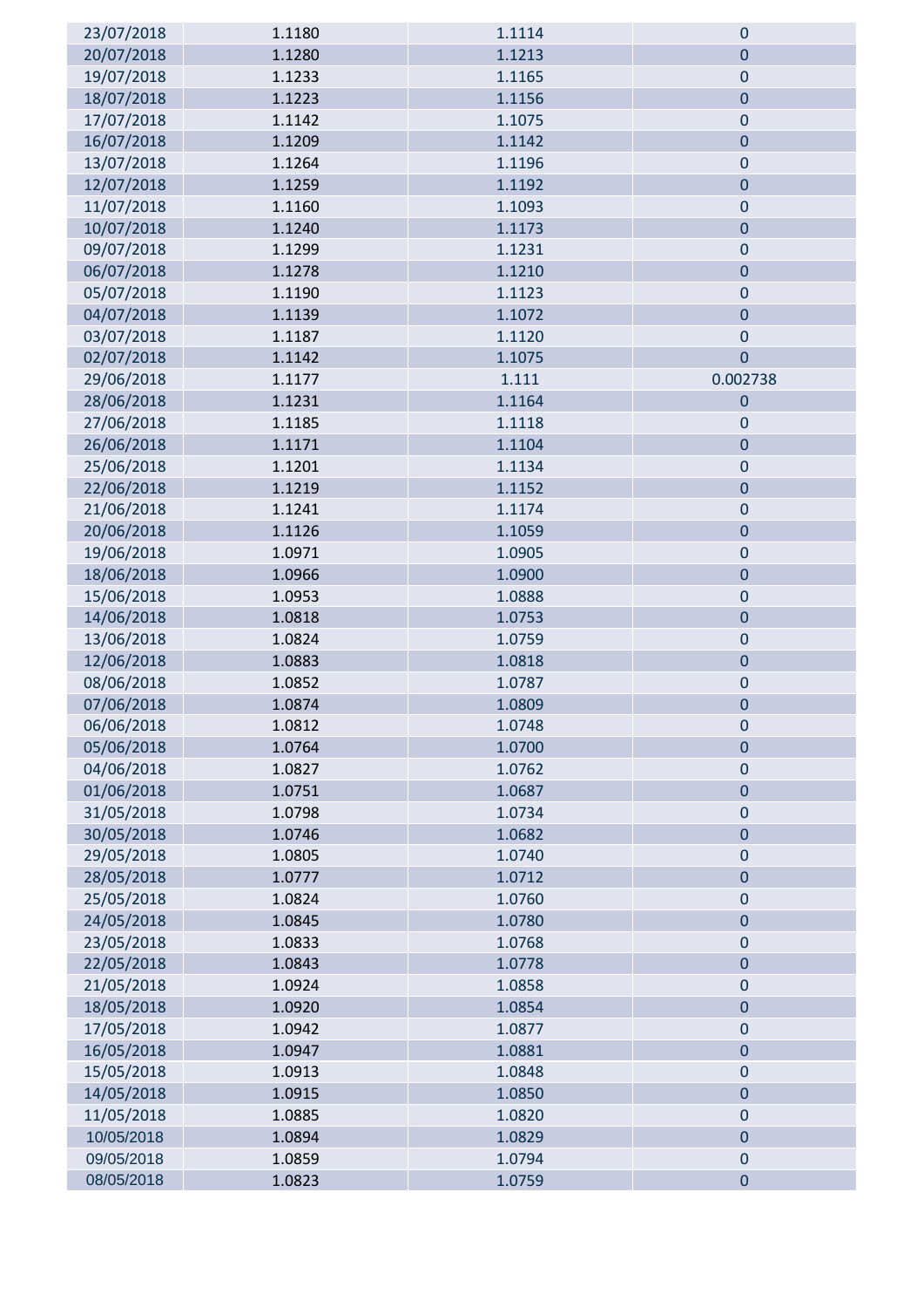| | | | |
|---|---|---|---|
| 23/07/2018 | 1.1180 | 1.1114 | 0 |
| 20/07/2018 | 1.1280 | 1.1213 | 0 |
| 19/07/2018 | 1.1233 | 1.1165 | 0 |
| 18/07/2018 | 1.1223 | 1.1156 | 0 |
| 17/07/2018 | 1.1142 | 1.1075 | 0 |
| 16/07/2018 | 1.1209 | 1.1142 | 0 |
| 13/07/2018 | 1.1264 | 1.1196 | 0 |
| 12/07/2018 | 1.1259 | 1.1192 | 0 |
| 11/07/2018 | 1.1160 | 1.1093 | 0 |
| 10/07/2018 | 1.1240 | 1.1173 | 0 |
| 09/07/2018 | 1.1299 | 1.1231 | 0 |
| 06/07/2018 | 1.1278 | 1.1210 | 0 |
| 05/07/2018 | 1.1190 | 1.1123 | 0 |
| 04/07/2018 | 1.1139 | 1.1072 | 0 |
| 03/07/2018 | 1.1187 | 1.1120 | 0 |
| 02/07/2018 | 1.1142 | 1.1075 | 0 |
| 29/06/2018 | 1.1177 | 1.111 | 0.002738 |
| 28/06/2018 | 1.1231 | 1.1164 | 0 |
| 27/06/2018 | 1.1185 | 1.1118 | 0 |
| 26/06/2018 | 1.1171 | 1.1104 | 0 |
| 25/06/2018 | 1.1201 | 1.1134 | 0 |
| 22/06/2018 | 1.1219 | 1.1152 | 0 |
| 21/06/2018 | 1.1241 | 1.1174 | 0 |
| 20/06/2018 | 1.1126 | 1.1059 | 0 |
| 19/06/2018 | 1.0971 | 1.0905 | 0 |
| 18/06/2018 | 1.0966 | 1.0900 | 0 |
| 15/06/2018 | 1.0953 | 1.0888 | 0 |
| 14/06/2018 | 1.0818 | 1.0753 | 0 |
| 13/06/2018 | 1.0824 | 1.0759 | 0 |
| 12/06/2018 | 1.0883 | 1.0818 | 0 |
| 08/06/2018 | 1.0852 | 1.0787 | 0 |
| 07/06/2018 | 1.0874 | 1.0809 | 0 |
| 06/06/2018 | 1.0812 | 1.0748 | 0 |
| 05/06/2018 | 1.0764 | 1.0700 | 0 |
| 04/06/2018 | 1.0827 | 1.0762 | 0 |
| 01/06/2018 | 1.0751 | 1.0687 | 0 |
| 31/05/2018 | 1.0798 | 1.0734 | 0 |
| 30/05/2018 | 1.0746 | 1.0682 | 0 |
| 29/05/2018 | 1.0805 | 1.0740 | 0 |
| 28/05/2018 | 1.0777 | 1.0712 | 0 |
| 25/05/2018 | 1.0824 | 1.0760 | 0 |
| 24/05/2018 | 1.0845 | 1.0780 | 0 |
| 23/05/2018 | 1.0833 | 1.0768 | 0 |
| 22/05/2018 | 1.0843 | 1.0778 | 0 |
| 21/05/2018 | 1.0924 | 1.0858 | 0 |
| 18/05/2018 | 1.0920 | 1.0854 | 0 |
| 17/05/2018 | 1.0942 | 1.0877 | 0 |
| 16/05/2018 | 1.0947 | 1.0881 | 0 |
| 15/05/2018 | 1.0913 | 1.0848 | 0 |
| 14/05/2018 | 1.0915 | 1.0850 | 0 |
| 11/05/2018 | 1.0885 | 1.0820 | 0 |
| 10/05/2018 | 1.0894 | 1.0829 | 0 |
| 09/05/2018 | 1.0859 | 1.0794 | 0 |
| 08/05/2018 | 1.0823 | 1.0759 | 0 |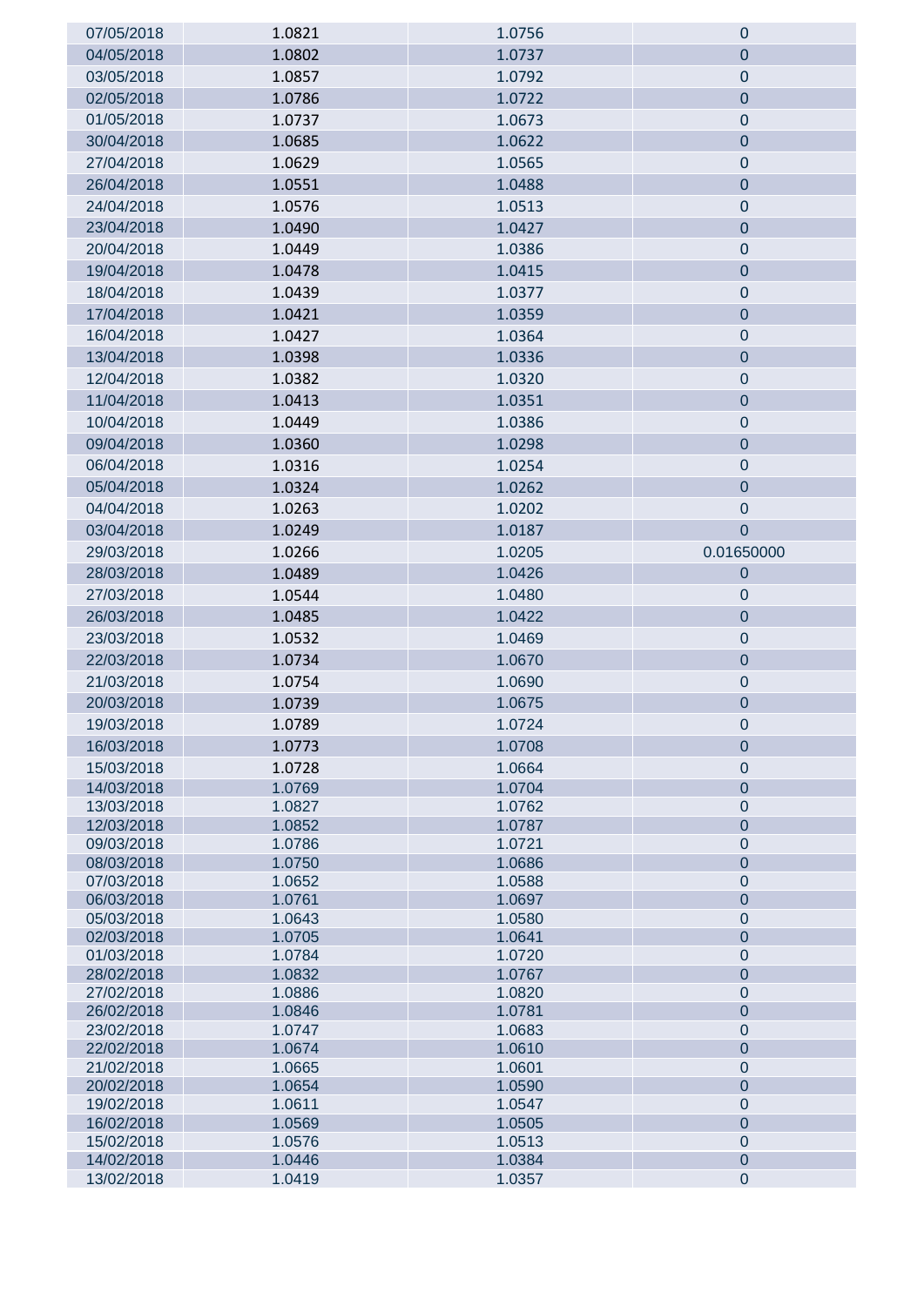| | | | |
|---|---|---|---|
| 07/05/2018 | 1.0821 | 1.0756 | 0 |
| 04/05/2018 | 1.0802 | 1.0737 | 0 |
| 03/05/2018 | 1.0857 | 1.0792 | 0 |
| 02/05/2018 | 1.0786 | 1.0722 | 0 |
| 01/05/2018 | 1.0737 | 1.0673 | 0 |
| 30/04/2018 | 1.0685 | 1.0622 | 0 |
| 27/04/2018 | 1.0629 | 1.0565 | 0 |
| 26/04/2018 | 1.0551 | 1.0488 | 0 |
| 24/04/2018 | 1.0576 | 1.0513 | 0 |
| 23/04/2018 | 1.0490 | 1.0427 | 0 |
| 20/04/2018 | 1.0449 | 1.0386 | 0 |
| 19/04/2018 | 1.0478 | 1.0415 | 0 |
| 18/04/2018 | 1.0439 | 1.0377 | 0 |
| 17/04/2018 | 1.0421 | 1.0359 | 0 |
| 16/04/2018 | 1.0427 | 1.0364 | 0 |
| 13/04/2018 | 1.0398 | 1.0336 | 0 |
| 12/04/2018 | 1.0382 | 1.0320 | 0 |
| 11/04/2018 | 1.0413 | 1.0351 | 0 |
| 10/04/2018 | 1.0449 | 1.0386 | 0 |
| 09/04/2018 | 1.0360 | 1.0298 | 0 |
| 06/04/2018 | 1.0316 | 1.0254 | 0 |
| 05/04/2018 | 1.0324 | 1.0262 | 0 |
| 04/04/2018 | 1.0263 | 1.0202 | 0 |
| 03/04/2018 | 1.0249 | 1.0187 | 0 |
| 29/03/2018 | 1.0266 | 1.0205 | 0.01650000 |
| 28/03/2018 | 1.0489 | 1.0426 | 0 |
| 27/03/2018 | 1.0544 | 1.0480 | 0 |
| 26/03/2018 | 1.0485 | 1.0422 | 0 |
| 23/03/2018 | 1.0532 | 1.0469 | 0 |
| 22/03/2018 | 1.0734 | 1.0670 | 0 |
| 21/03/2018 | 1.0754 | 1.0690 | 0 |
| 20/03/2018 | 1.0739 | 1.0675 | 0 |
| 19/03/2018 | 1.0789 | 1.0724 | 0 |
| 16/03/2018 | 1.0773 | 1.0708 | 0 |
| 15/03/2018 | 1.0728 | 1.0664 | 0 |
| 14/03/2018 | 1.0769 | 1.0704 | 0 |
| 13/03/2018 | 1.0827 | 1.0762 | 0 |
| 12/03/2018 | 1.0852 | 1.0787 | 0 |
| 09/03/2018 | 1.0786 | 1.0721 | 0 |
| 08/03/2018 | 1.0750 | 1.0686 | 0 |
| 07/03/2018 | 1.0652 | 1.0588 | 0 |
| 06/03/2018 | 1.0761 | 1.0697 | 0 |
| 05/03/2018 | 1.0643 | 1.0580 | 0 |
| 02/03/2018 | 1.0705 | 1.0641 | 0 |
| 01/03/2018 | 1.0784 | 1.0720 | 0 |
| 28/02/2018 | 1.0832 | 1.0767 | 0 |
| 27/02/2018 | 1.0886 | 1.0820 | 0 |
| 26/02/2018 | 1.0846 | 1.0781 | 0 |
| 23/02/2018 | 1.0747 | 1.0683 | 0 |
| 22/02/2018 | 1.0674 | 1.0610 | 0 |
| 21/02/2018 | 1.0665 | 1.0601 | 0 |
| 20/02/2018 | 1.0654 | 1.0590 | 0 |
| 19/02/2018 | 1.0611 | 1.0547 | 0 |
| 16/02/2018 | 1.0569 | 1.0505 | 0 |
| 15/02/2018 | 1.0576 | 1.0513 | 0 |
| 14/02/2018 | 1.0446 | 1.0384 | 0 |
| 13/02/2018 | 1.0419 | 1.0357 | 0 |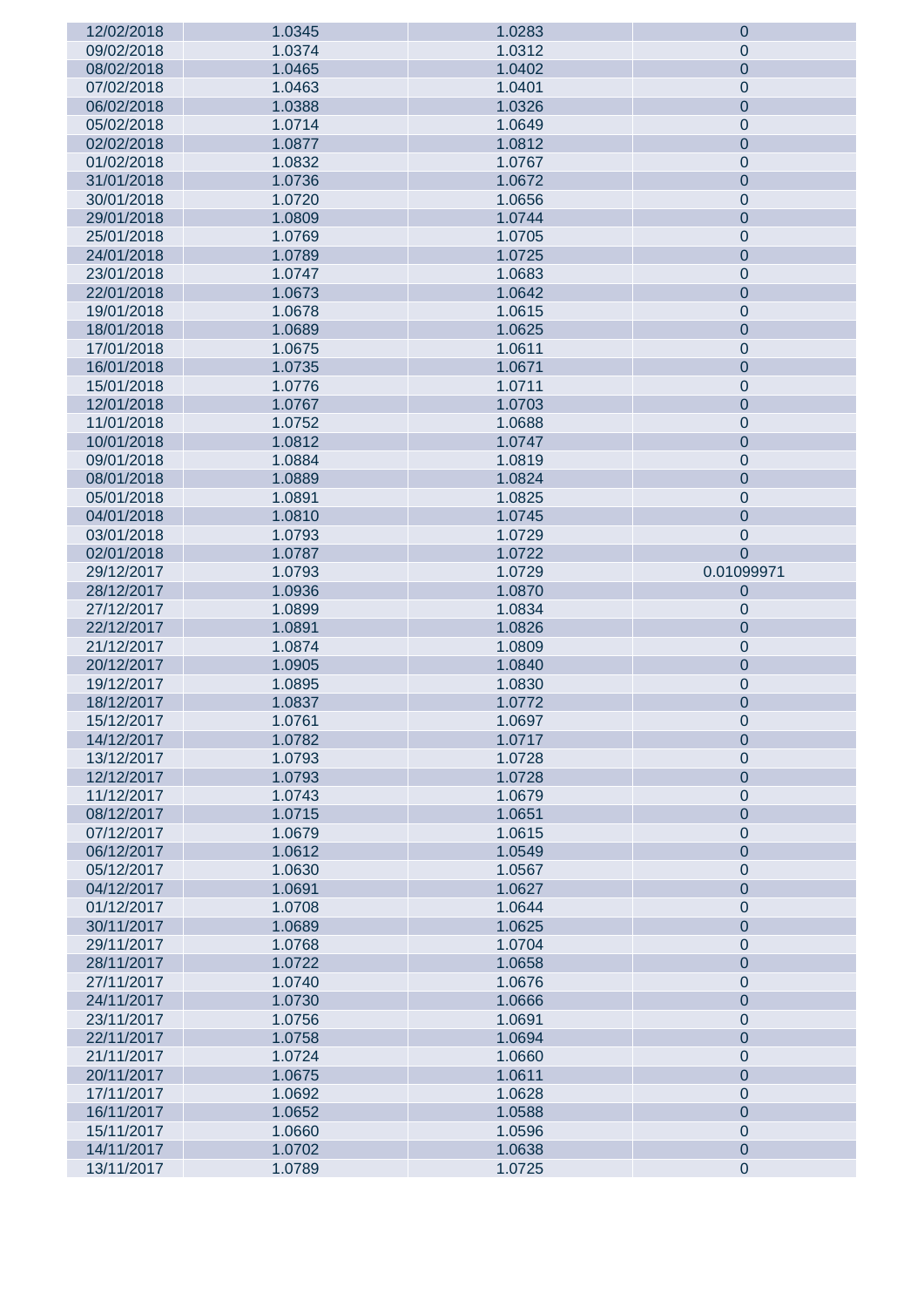| | | | |
|---|---|---|---|
| 12/02/2018 | 1.0345 | 1.0283 | 0 |
| 09/02/2018 | 1.0374 | 1.0312 | 0 |
| 08/02/2018 | 1.0465 | 1.0402 | 0 |
| 07/02/2018 | 1.0463 | 1.0401 | 0 |
| 06/02/2018 | 1.0388 | 1.0326 | 0 |
| 05/02/2018 | 1.0714 | 1.0649 | 0 |
| 02/02/2018 | 1.0877 | 1.0812 | 0 |
| 01/02/2018 | 1.0832 | 1.0767 | 0 |
| 31/01/2018 | 1.0736 | 1.0672 | 0 |
| 30/01/2018 | 1.0720 | 1.0656 | 0 |
| 29/01/2018 | 1.0809 | 1.0744 | 0 |
| 25/01/2018 | 1.0769 | 1.0705 | 0 |
| 24/01/2018 | 1.0789 | 1.0725 | 0 |
| 23/01/2018 | 1.0747 | 1.0683 | 0 |
| 22/01/2018 | 1.0673 | 1.0642 | 0 |
| 19/01/2018 | 1.0678 | 1.0615 | 0 |
| 18/01/2018 | 1.0689 | 1.0625 | 0 |
| 17/01/2018 | 1.0675 | 1.0611 | 0 |
| 16/01/2018 | 1.0735 | 1.0671 | 0 |
| 15/01/2018 | 1.0776 | 1.0711 | 0 |
| 12/01/2018 | 1.0767 | 1.0703 | 0 |
| 11/01/2018 | 1.0752 | 1.0688 | 0 |
| 10/01/2018 | 1.0812 | 1.0747 | 0 |
| 09/01/2018 | 1.0884 | 1.0819 | 0 |
| 08/01/2018 | 1.0889 | 1.0824 | 0 |
| 05/01/2018 | 1.0891 | 1.0825 | 0 |
| 04/01/2018 | 1.0810 | 1.0745 | 0 |
| 03/01/2018 | 1.0793 | 1.0729 | 0 |
| 02/01/2018 | 1.0787 | 1.0722 | 0 |
| 29/12/2017 | 1.0793 | 1.0729 | 0.01099971 |
| 28/12/2017 | 1.0936 | 1.0870 | 0 |
| 27/12/2017 | 1.0899 | 1.0834 | 0 |
| 22/12/2017 | 1.0891 | 1.0826 | 0 |
| 21/12/2017 | 1.0874 | 1.0809 | 0 |
| 20/12/2017 | 1.0905 | 1.0840 | 0 |
| 19/12/2017 | 1.0895 | 1.0830 | 0 |
| 18/12/2017 | 1.0837 | 1.0772 | 0 |
| 15/12/2017 | 1.0761 | 1.0697 | 0 |
| 14/12/2017 | 1.0782 | 1.0717 | 0 |
| 13/12/2017 | 1.0793 | 1.0728 | 0 |
| 12/12/2017 | 1.0793 | 1.0728 | 0 |
| 11/12/2017 | 1.0743 | 1.0679 | 0 |
| 08/12/2017 | 1.0715 | 1.0651 | 0 |
| 07/12/2017 | 1.0679 | 1.0615 | 0 |
| 06/12/2017 | 1.0612 | 1.0549 | 0 |
| 05/12/2017 | 1.0630 | 1.0567 | 0 |
| 04/12/2017 | 1.0691 | 1.0627 | 0 |
| 01/12/2017 | 1.0708 | 1.0644 | 0 |
| 30/11/2017 | 1.0689 | 1.0625 | 0 |
| 29/11/2017 | 1.0768 | 1.0704 | 0 |
| 28/11/2017 | 1.0722 | 1.0658 | 0 |
| 27/11/2017 | 1.0740 | 1.0676 | 0 |
| 24/11/2017 | 1.0730 | 1.0666 | 0 |
| 23/11/2017 | 1.0756 | 1.0691 | 0 |
| 22/11/2017 | 1.0758 | 1.0694 | 0 |
| 21/11/2017 | 1.0724 | 1.0660 | 0 |
| 20/11/2017 | 1.0675 | 1.0611 | 0 |
| 17/11/2017 | 1.0692 | 1.0628 | 0 |
| 16/11/2017 | 1.0652 | 1.0588 | 0 |
| 15/11/2017 | 1.0660 | 1.0596 | 0 |
| 14/11/2017 | 1.0702 | 1.0638 | 0 |
| 13/11/2017 | 1.0789 | 1.0725 | 0 |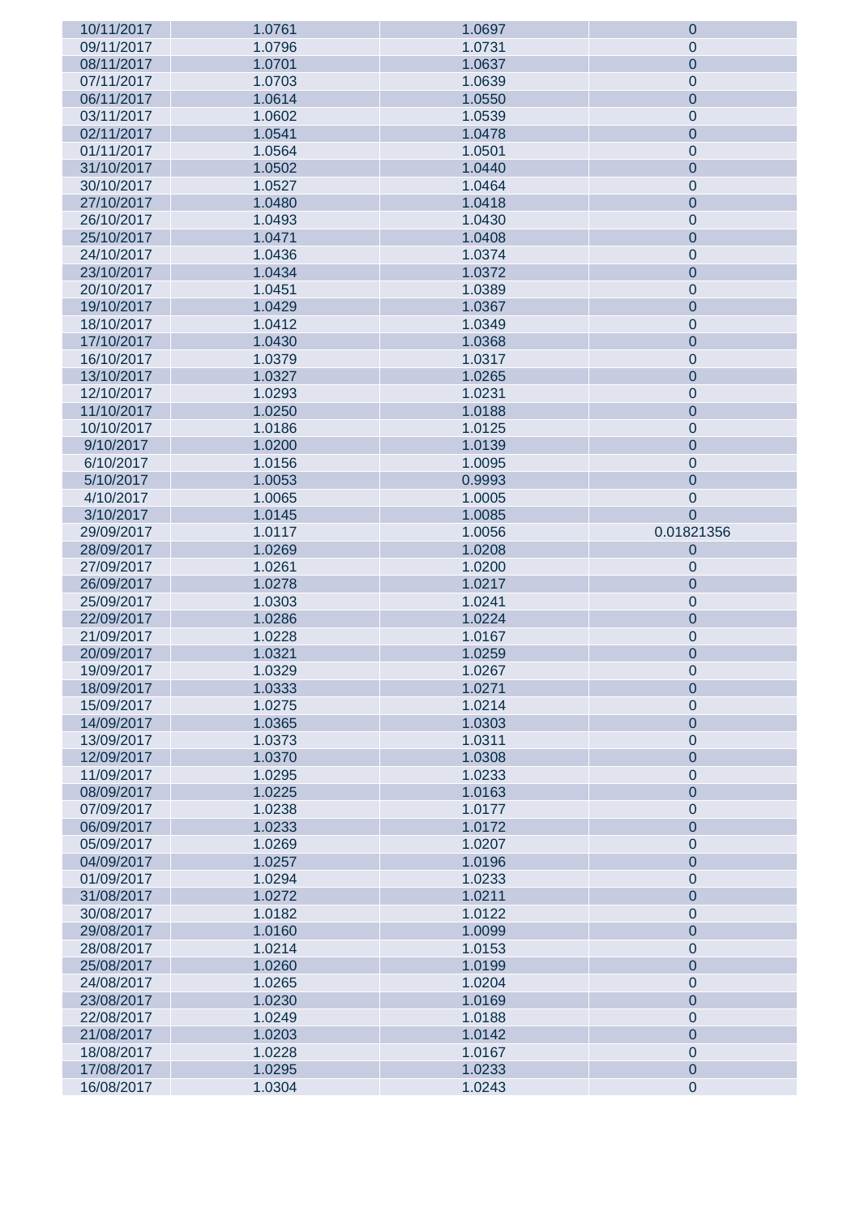| | | | |
|---|---|---|---|
| 10/11/2017 | 1.0761 | 1.0697 | 0 |
| 09/11/2017 | 1.0796 | 1.0731 | 0 |
| 08/11/2017 | 1.0701 | 1.0637 | 0 |
| 07/11/2017 | 1.0703 | 1.0639 | 0 |
| 06/11/2017 | 1.0614 | 1.0550 | 0 |
| 03/11/2017 | 1.0602 | 1.0539 | 0 |
| 02/11/2017 | 1.0541 | 1.0478 | 0 |
| 01/11/2017 | 1.0564 | 1.0501 | 0 |
| 31/10/2017 | 1.0502 | 1.0440 | 0 |
| 30/10/2017 | 1.0527 | 1.0464 | 0 |
| 27/10/2017 | 1.0480 | 1.0418 | 0 |
| 26/10/2017 | 1.0493 | 1.0430 | 0 |
| 25/10/2017 | 1.0471 | 1.0408 | 0 |
| 24/10/2017 | 1.0436 | 1.0374 | 0 |
| 23/10/2017 | 1.0434 | 1.0372 | 0 |
| 20/10/2017 | 1.0451 | 1.0389 | 0 |
| 19/10/2017 | 1.0429 | 1.0367 | 0 |
| 18/10/2017 | 1.0412 | 1.0349 | 0 |
| 17/10/2017 | 1.0430 | 1.0368 | 0 |
| 16/10/2017 | 1.0379 | 1.0317 | 0 |
| 13/10/2017 | 1.0327 | 1.0265 | 0 |
| 12/10/2017 | 1.0293 | 1.0231 | 0 |
| 11/10/2017 | 1.0250 | 1.0188 | 0 |
| 10/10/2017 | 1.0186 | 1.0125 | 0 |
| 9/10/2017 | 1.0200 | 1.0139 | 0 |
| 6/10/2017 | 1.0156 | 1.0095 | 0 |
| 5/10/2017 | 1.0053 | 0.9993 | 0 |
| 4/10/2017 | 1.0065 | 1.0005 | 0 |
| 3/10/2017 | 1.0145 | 1.0085 | 0 |
| 29/09/2017 | 1.0117 | 1.0056 | 0.01821356 |
| 28/09/2017 | 1.0269 | 1.0208 | 0 |
| 27/09/2017 | 1.0261 | 1.0200 | 0 |
| 26/09/2017 | 1.0278 | 1.0217 | 0 |
| 25/09/2017 | 1.0303 | 1.0241 | 0 |
| 22/09/2017 | 1.0286 | 1.0224 | 0 |
| 21/09/2017 | 1.0228 | 1.0167 | 0 |
| 20/09/2017 | 1.0321 | 1.0259 | 0 |
| 19/09/2017 | 1.0329 | 1.0267 | 0 |
| 18/09/2017 | 1.0333 | 1.0271 | 0 |
| 15/09/2017 | 1.0275 | 1.0214 | 0 |
| 14/09/2017 | 1.0365 | 1.0303 | 0 |
| 13/09/2017 | 1.0373 | 1.0311 | 0 |
| 12/09/2017 | 1.0370 | 1.0308 | 0 |
| 11/09/2017 | 1.0295 | 1.0233 | 0 |
| 08/09/2017 | 1.0225 | 1.0163 | 0 |
| 07/09/2017 | 1.0238 | 1.0177 | 0 |
| 06/09/2017 | 1.0233 | 1.0172 | 0 |
| 05/09/2017 | 1.0269 | 1.0207 | 0 |
| 04/09/2017 | 1.0257 | 1.0196 | 0 |
| 01/09/2017 | 1.0294 | 1.0233 | 0 |
| 31/08/2017 | 1.0272 | 1.0211 | 0 |
| 30/08/2017 | 1.0182 | 1.0122 | 0 |
| 29/08/2017 | 1.0160 | 1.0099 | 0 |
| 28/08/2017 | 1.0214 | 1.0153 | 0 |
| 25/08/2017 | 1.0260 | 1.0199 | 0 |
| 24/08/2017 | 1.0265 | 1.0204 | 0 |
| 23/08/2017 | 1.0230 | 1.0169 | 0 |
| 22/08/2017 | 1.0249 | 1.0188 | 0 |
| 21/08/2017 | 1.0203 | 1.0142 | 0 |
| 18/08/2017 | 1.0228 | 1.0167 | 0 |
| 17/08/2017 | 1.0295 | 1.0233 | 0 |
| 16/08/2017 | 1.0304 | 1.0243 | 0 |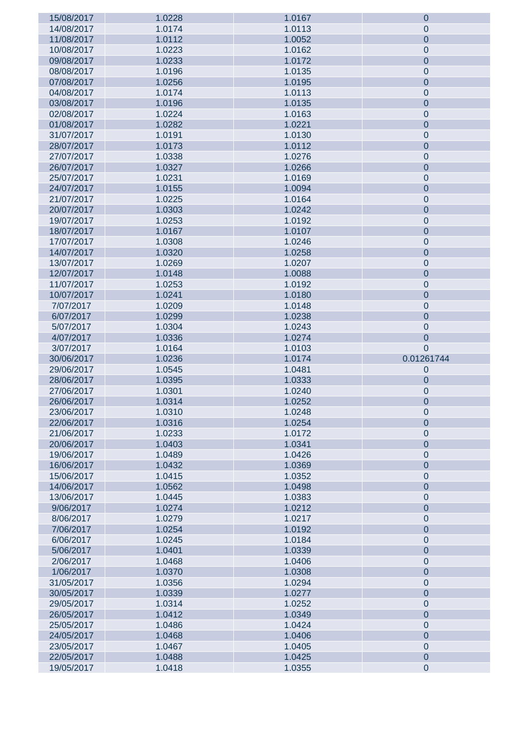| | | | |
|---|---|---|---|
| 15/08/2017 | 1.0228 | 1.0167 | 0 |
| 14/08/2017 | 1.0174 | 1.0113 | 0 |
| 11/08/2017 | 1.0112 | 1.0052 | 0 |
| 10/08/2017 | 1.0223 | 1.0162 | 0 |
| 09/08/2017 | 1.0233 | 1.0172 | 0 |
| 08/08/2017 | 1.0196 | 1.0135 | 0 |
| 07/08/2017 | 1.0256 | 1.0195 | 0 |
| 04/08/2017 | 1.0174 | 1.0113 | 0 |
| 03/08/2017 | 1.0196 | 1.0135 | 0 |
| 02/08/2017 | 1.0224 | 1.0163 | 0 |
| 01/08/2017 | 1.0282 | 1.0221 | 0 |
| 31/07/2017 | 1.0191 | 1.0130 | 0 |
| 28/07/2017 | 1.0173 | 1.0112 | 0 |
| 27/07/2017 | 1.0338 | 1.0276 | 0 |
| 26/07/2017 | 1.0327 | 1.0266 | 0 |
| 25/07/2017 | 1.0231 | 1.0169 | 0 |
| 24/07/2017 | 1.0155 | 1.0094 | 0 |
| 21/07/2017 | 1.0225 | 1.0164 | 0 |
| 20/07/2017 | 1.0303 | 1.0242 | 0 |
| 19/07/2017 | 1.0253 | 1.0192 | 0 |
| 18/07/2017 | 1.0167 | 1.0107 | 0 |
| 17/07/2017 | 1.0308 | 1.0246 | 0 |
| 14/07/2017 | 1.0320 | 1.0258 | 0 |
| 13/07/2017 | 1.0269 | 1.0207 | 0 |
| 12/07/2017 | 1.0148 | 1.0088 | 0 |
| 11/07/2017 | 1.0253 | 1.0192 | 0 |
| 10/07/2017 | 1.0241 | 1.0180 | 0 |
| 7/07/2017 | 1.0209 | 1.0148 | 0 |
| 6/07/2017 | 1.0299 | 1.0238 | 0 |
| 5/07/2017 | 1.0304 | 1.0243 | 0 |
| 4/07/2017 | 1.0336 | 1.0274 | 0 |
| 3/07/2017 | 1.0164 | 1.0103 | 0 |
| 30/06/2017 | 1.0236 | 1.0174 | 0.01261744 |
| 29/06/2017 | 1.0545 | 1.0481 | 0 |
| 28/06/2017 | 1.0395 | 1.0333 | 0 |
| 27/06/2017 | 1.0301 | 1.0240 | 0 |
| 26/06/2017 | 1.0314 | 1.0252 | 0 |
| 23/06/2017 | 1.0310 | 1.0248 | 0 |
| 22/06/2017 | 1.0316 | 1.0254 | 0 |
| 21/06/2017 | 1.0233 | 1.0172 | 0 |
| 20/06/2017 | 1.0403 | 1.0341 | 0 |
| 19/06/2017 | 1.0489 | 1.0426 | 0 |
| 16/06/2017 | 1.0432 | 1.0369 | 0 |
| 15/06/2017 | 1.0415 | 1.0352 | 0 |
| 14/06/2017 | 1.0562 | 1.0498 | 0 |
| 13/06/2017 | 1.0445 | 1.0383 | 0 |
| 9/06/2017 | 1.0274 | 1.0212 | 0 |
| 8/06/2017 | 1.0279 | 1.0217 | 0 |
| 7/06/2017 | 1.0254 | 1.0192 | 0 |
| 6/06/2017 | 1.0245 | 1.0184 | 0 |
| 5/06/2017 | 1.0401 | 1.0339 | 0 |
| 2/06/2017 | 1.0468 | 1.0406 | 0 |
| 1/06/2017 | 1.0370 | 1.0308 | 0 |
| 31/05/2017 | 1.0356 | 1.0294 | 0 |
| 30/05/2017 | 1.0339 | 1.0277 | 0 |
| 29/05/2017 | 1.0314 | 1.0252 | 0 |
| 26/05/2017 | 1.0412 | 1.0349 | 0 |
| 25/05/2017 | 1.0486 | 1.0424 | 0 |
| 24/05/2017 | 1.0468 | 1.0406 | 0 |
| 23/05/2017 | 1.0467 | 1.0405 | 0 |
| 22/05/2017 | 1.0488 | 1.0425 | 0 |
| 19/05/2017 | 1.0418 | 1.0355 | 0 |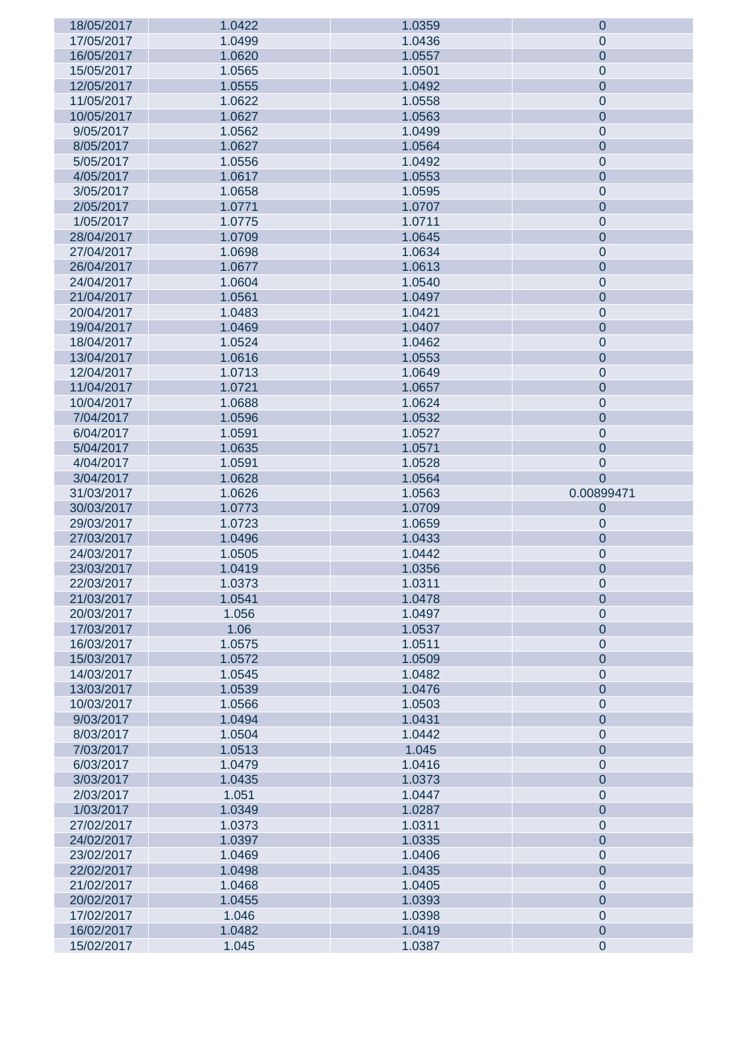| | | | |
|---|---|---|---|
| 18/05/2017 | 1.0422 | 1.0359 | 0 |
| 17/05/2017 | 1.0499 | 1.0436 | 0 |
| 16/05/2017 | 1.0620 | 1.0557 | 0 |
| 15/05/2017 | 1.0565 | 1.0501 | 0 |
| 12/05/2017 | 1.0555 | 1.0492 | 0 |
| 11/05/2017 | 1.0622 | 1.0558 | 0 |
| 10/05/2017 | 1.0627 | 1.0563 | 0 |
| 9/05/2017 | 1.0562 | 1.0499 | 0 |
| 8/05/2017 | 1.0627 | 1.0564 | 0 |
| 5/05/2017 | 1.0556 | 1.0492 | 0 |
| 4/05/2017 | 1.0617 | 1.0553 | 0 |
| 3/05/2017 | 1.0658 | 1.0595 | 0 |
| 2/05/2017 | 1.0771 | 1.0707 | 0 |
| 1/05/2017 | 1.0775 | 1.0711 | 0 |
| 28/04/2017 | 1.0709 | 1.0645 | 0 |
| 27/04/2017 | 1.0698 | 1.0634 | 0 |
| 26/04/2017 | 1.0677 | 1.0613 | 0 |
| 24/04/2017 | 1.0604 | 1.0540 | 0 |
| 21/04/2017 | 1.0561 | 1.0497 | 0 |
| 20/04/2017 | 1.0483 | 1.0421 | 0 |
| 19/04/2017 | 1.0469 | 1.0407 | 0 |
| 18/04/2017 | 1.0524 | 1.0462 | 0 |
| 13/04/2017 | 1.0616 | 1.0553 | 0 |
| 12/04/2017 | 1.0713 | 1.0649 | 0 |
| 11/04/2017 | 1.0721 | 1.0657 | 0 |
| 10/04/2017 | 1.0688 | 1.0624 | 0 |
| 7/04/2017 | 1.0596 | 1.0532 | 0 |
| 6/04/2017 | 1.0591 | 1.0527 | 0 |
| 5/04/2017 | 1.0635 | 1.0571 | 0 |
| 4/04/2017 | 1.0591 | 1.0528 | 0 |
| 3/04/2017 | 1.0628 | 1.0564 | 0 |
| 31/03/2017 | 1.0626 | 1.0563 | 0.00899471 |
| 30/03/2017 | 1.0773 | 1.0709 | 0 |
| 29/03/2017 | 1.0723 | 1.0659 | 0 |
| 27/03/2017 | 1.0496 | 1.0433 | 0 |
| 24/03/2017 | 1.0505 | 1.0442 | 0 |
| 23/03/2017 | 1.0419 | 1.0356 | 0 |
| 22/03/2017 | 1.0373 | 1.0311 | 0 |
| 21/03/2017 | 1.0541 | 1.0478 | 0 |
| 20/03/2017 | 1.056 | 1.0497 | 0 |
| 17/03/2017 | 1.06 | 1.0537 | 0 |
| 16/03/2017 | 1.0575 | 1.0511 | 0 |
| 15/03/2017 | 1.0572 | 1.0509 | 0 |
| 14/03/2017 | 1.0545 | 1.0482 | 0 |
| 13/03/2017 | 1.0539 | 1.0476 | 0 |
| 10/03/2017 | 1.0566 | 1.0503 | 0 |
| 9/03/2017 | 1.0494 | 1.0431 | 0 |
| 8/03/2017 | 1.0504 | 1.0442 | 0 |
| 7/03/2017 | 1.0513 | 1.045 | 0 |
| 6/03/2017 | 1.0479 | 1.0416 | 0 |
| 3/03/2017 | 1.0435 | 1.0373 | 0 |
| 2/03/2017 | 1.051 | 1.0447 | 0 |
| 1/03/2017 | 1.0349 | 1.0287 | 0 |
| 27/02/2017 | 1.0373 | 1.0311 | 0 |
| 24/02/2017 | 1.0397 | 1.0335 | 0 |
| 23/02/2017 | 1.0469 | 1.0406 | 0 |
| 22/02/2017 | 1.0498 | 1.0435 | 0 |
| 21/02/2017 | 1.0468 | 1.0405 | 0 |
| 20/02/2017 | 1.0455 | 1.0393 | 0 |
| 17/02/2017 | 1.046 | 1.0398 | 0 |
| 16/02/2017 | 1.0482 | 1.0419 | 0 |
| 15/02/2017 | 1.045 | 1.0387 | 0 |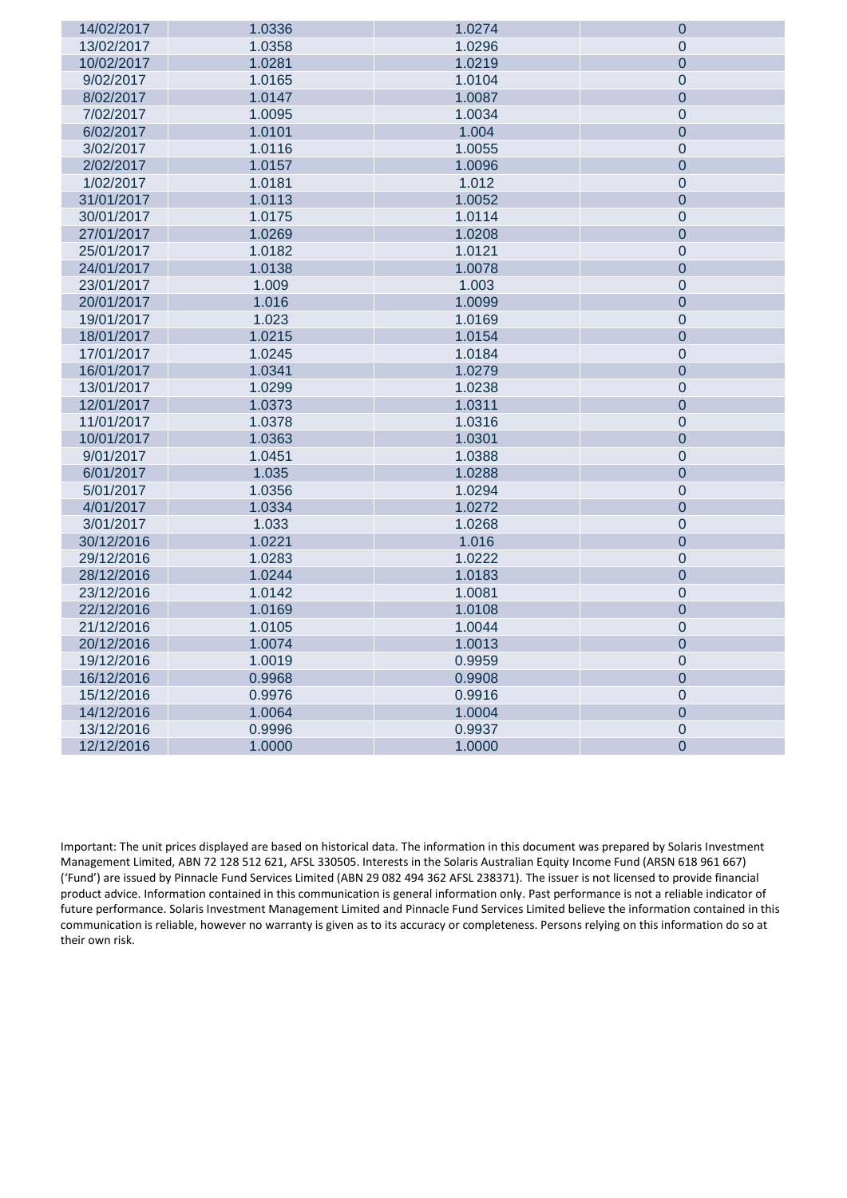| | | | |
|---|---|---|---|
| 14/02/2017 | 1.0336 | 1.0274 | 0 |
| 13/02/2017 | 1.0358 | 1.0296 | 0 |
| 10/02/2017 | 1.0281 | 1.0219 | 0 |
| 9/02/2017 | 1.0165 | 1.0104 | 0 |
| 8/02/2017 | 1.0147 | 1.0087 | 0 |
| 7/02/2017 | 1.0095 | 1.0034 | 0 |
| 6/02/2017 | 1.0101 | 1.004 | 0 |
| 3/02/2017 | 1.0116 | 1.0055 | 0 |
| 2/02/2017 | 1.0157 | 1.0096 | 0 |
| 1/02/2017 | 1.0181 | 1.012 | 0 |
| 31/01/2017 | 1.0113 | 1.0052 | 0 |
| 30/01/2017 | 1.0175 | 1.0114 | 0 |
| 27/01/2017 | 1.0269 | 1.0208 | 0 |
| 25/01/2017 | 1.0182 | 1.0121 | 0 |
| 24/01/2017 | 1.0138 | 1.0078 | 0 |
| 23/01/2017 | 1.009 | 1.003 | 0 |
| 20/01/2017 | 1.016 | 1.0099 | 0 |
| 19/01/2017 | 1.023 | 1.0169 | 0 |
| 18/01/2017 | 1.0215 | 1.0154 | 0 |
| 17/01/2017 | 1.0245 | 1.0184 | 0 |
| 16/01/2017 | 1.0341 | 1.0279 | 0 |
| 13/01/2017 | 1.0299 | 1.0238 | 0 |
| 12/01/2017 | 1.0373 | 1.0311 | 0 |
| 11/01/2017 | 1.0378 | 1.0316 | 0 |
| 10/01/2017 | 1.0363 | 1.0301 | 0 |
| 9/01/2017 | 1.0451 | 1.0388 | 0 |
| 6/01/2017 | 1.035 | 1.0288 | 0 |
| 5/01/2017 | 1.0356 | 1.0294 | 0 |
| 4/01/2017 | 1.0334 | 1.0272 | 0 |
| 3/01/2017 | 1.033 | 1.0268 | 0 |
| 30/12/2016 | 1.0221 | 1.016 | 0 |
| 29/12/2016 | 1.0283 | 1.0222 | 0 |
| 28/12/2016 | 1.0244 | 1.0183 | 0 |
| 23/12/2016 | 1.0142 | 1.0081 | 0 |
| 22/12/2016 | 1.0169 | 1.0108 | 0 |
| 21/12/2016 | 1.0105 | 1.0044 | 0 |
| 20/12/2016 | 1.0074 | 1.0013 | 0 |
| 19/12/2016 | 1.0019 | 0.9959 | 0 |
| 16/12/2016 | 0.9968 | 0.9908 | 0 |
| 15/12/2016 | 0.9976 | 0.9916 | 0 |
| 14/12/2016 | 1.0064 | 1.0004 | 0 |
| 13/12/2016 | 0.9996 | 0.9937 | 0 |
| 12/12/2016 | 1.0000 | 1.0000 | 0 |

Important: The unit prices displayed are based on historical data. The information in this document was prepared by Solaris Investment Management Limited, ABN 72 128 512 621, AFSL 330505. Interests in the Solaris Australian Equity Income Fund (ARSN 618 961 667) ('Fund') are issued by Pinnacle Fund Services Limited (ABN 29 082 494 362 AFSL 238371). The issuer is not licensed to provide financial product advice. Information contained in this communication is general information only. Past performance is not a reliable indicator of future performance. Solaris Investment Management Limited and Pinnacle Fund Services Limited believe the information contained in this communication is reliable, however no warranty is given as to its accuracy or completeness. Persons relying on this information do so at their own risk.